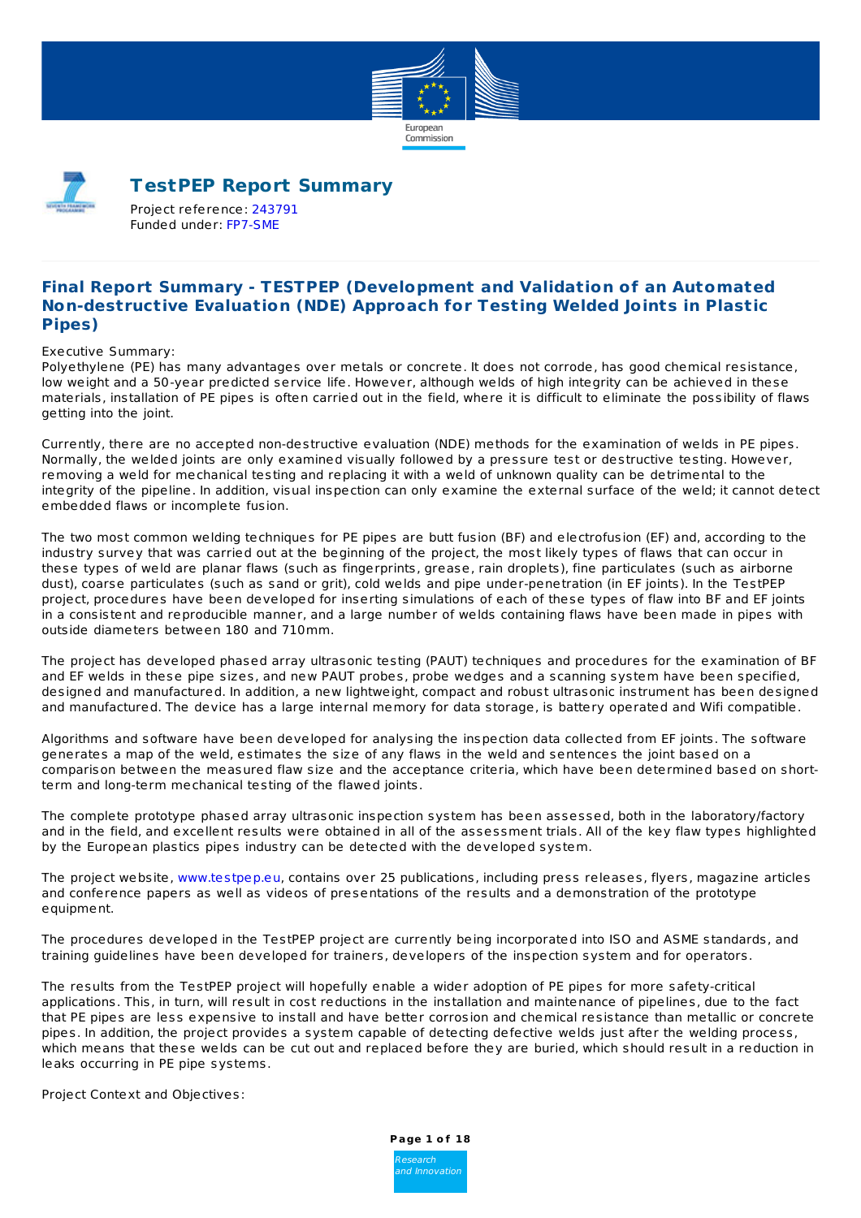# TestPEP Report Summary

Project reference: 243791
Funded under: FP7-SME

## Final Report Summary - TESTPEP (Development and Validation of an Automated Non-destructive Evaluation (NDE) Approach for Testing Welded Joints in Plastic Pipes)

Executive Summary:
Polyethylene (PE) has many advantages over metals or concrete. It does not corrode, has good chemical resistance, low weight and a 50-year predicted service life. However, although welds of high integrity can be achieved in these materials, installation of PE pipes is often carried out in the field, where it is difficult to eliminate the possibility of flaws getting into the joint.

Currently, there are no accepted non-destructive evaluation (NDE) methods for the examination of welds in PE pipes. Normally, the welded joints are only examined visually followed by a pressure test or destructive testing. However, removing a weld for mechanical testing and replacing it with a weld of unknown quality can be detrimental to the integrity of the pipeline. In addition, visual inspection can only examine the external surface of the weld; it cannot detect embedded flaws or incomplete fusion.

The two most common welding techniques for PE pipes are butt fusion (BF) and electrofusion (EF) and, according to the industry survey that was carried out at the beginning of the project, the most likely types of flaws that can occur in these types of weld are planar flaws (such as fingerprints, grease, rain droplets), fine particulates (such as airborne dust), coarse particulates (such as sand or grit), cold welds and pipe under-penetration (in EF joints). In the TestPEP project, procedures have been developed for inserting simulations of each of these types of flaw into BF and EF joints in a consistent and reproducible manner, and a large number of welds containing flaws have been made in pipes with outside diameters between 180 and 710mm.

The project has developed phased array ultrasonic testing (PAUT) techniques and procedures for the examination of BF and EF welds in these pipe sizes, and new PAUT probes, probe wedges and a scanning system have been specified, designed and manufactured. In addition, a new lightweight, compact and robust ultrasonic instrument has been designed and manufactured. The device has a large internal memory for data storage, is battery operated and Wifi compatible.

Algorithms and software have been developed for analysing the inspection data collected from EF joints. The software generates a map of the weld, estimates the size of any flaws in the weld and sentences the joint based on a comparison between the measured flaw size and the acceptance criteria, which have been determined based on short-term and long-term mechanical testing of the flawed joints.

The complete prototype phased array ultrasonic inspection system has been assessed, both in the laboratory/factory and in the field, and excellent results were obtained in all of the assessment trials. All of the key flaw types highlighted by the European plastics pipes industry can be detected with the developed system.

The project website, www.testpep.eu, contains over 25 publications, including press releases, flyers, magazine articles and conference papers as well as videos of presentations of the results and a demonstration of the prototype equipment.

The procedures developed in the TestPEP project are currently being incorporated into ISO and ASME standards, and training guidelines have been developed for trainers, developers of the inspection system and for operators.

The results from the TestPEP project will hopefully enable a wider adoption of PE pipes for more safety-critical applications. This, in turn, will result in cost reductions in the installation and maintenance of pipelines, due to the fact that PE pipes are less expensive to install and have better corrosion and chemical resistance than metallic or concrete pipes. In addition, the project provides a system capable of detecting defective welds just after the welding process, which means that these welds can be cut out and replaced before they are buried, which should result in a reduction in leaks occurring in PE pipe systems.

Project Context and Objectives: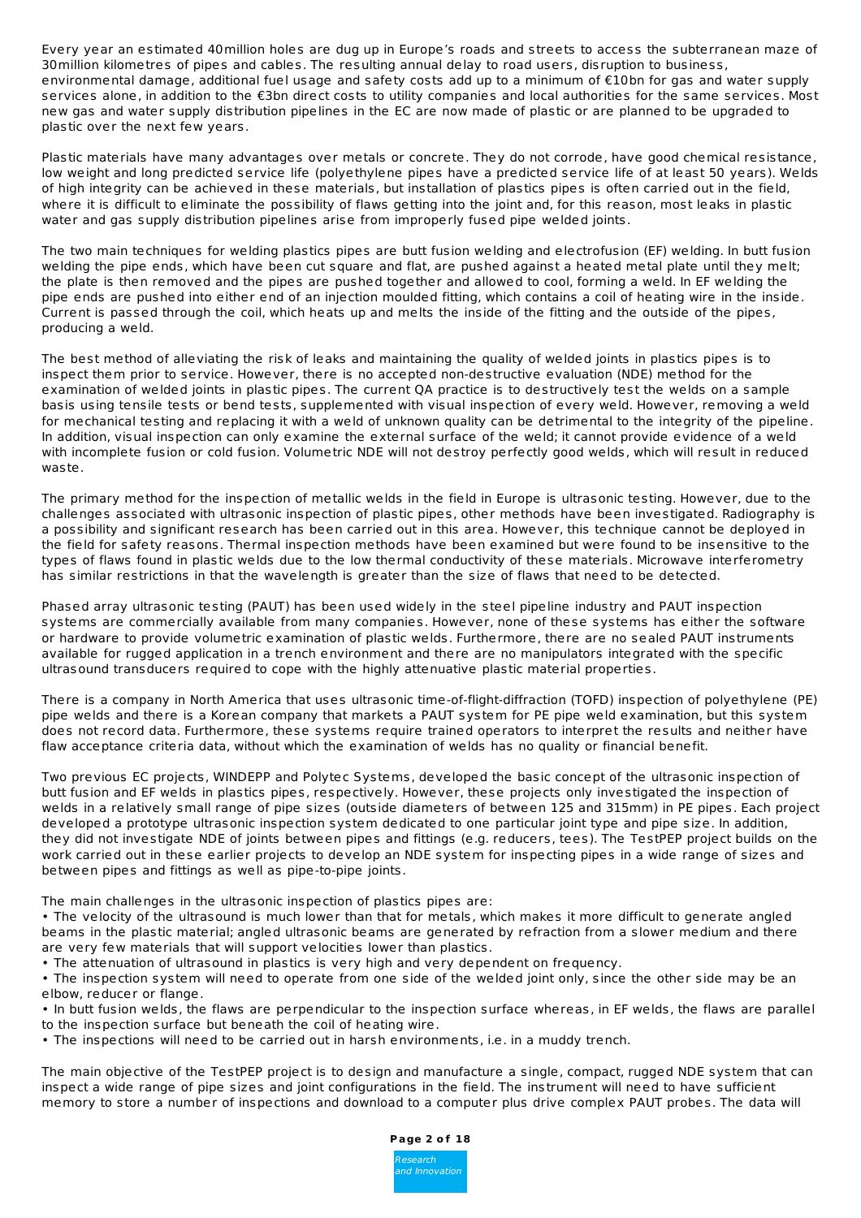Every year an estimated 40million holes are dug up in Europe's roads and streets to access the subterranean maze of 30million kilometres of pipes and cables. The resulting annual delay to road users, disruption to business, environmental damage, additional fuel usage and safety costs add up to a minimum of €10bn for gas and water supply services alone, in addition to the €3bn direct costs to utility companies and local authorities for the same services. Most new gas and water supply distribution pipelines in the EC are now made of plastic or are planned to be upgraded to plastic over the next few years.

Plastic materials have many advantages over metals or concrete. They do not corrode, have good chemical resistance, low weight and long predicted service life (polyethylene pipes have a predicted service life of at least 50 years). Welds of high integrity can be achieved in these materials, but installation of plastics pipes is often carried out in the field, where it is difficult to eliminate the possibility of flaws getting into the joint and, for this reason, most leaks in plastic water and gas supply distribution pipelines arise from improperly fused pipe welded joints.

The two main techniques for welding plastics pipes are butt fusion welding and electrofusion (EF) welding. In butt fusion welding the pipe ends, which have been cut square and flat, are pushed against a heated metal plate until they melt; the plate is then removed and the pipes are pushed together and allowed to cool, forming a weld. In EF welding the pipe ends are pushed into either end of an injection moulded fitting, which contains a coil of heating wire in the inside. Current is passed through the coil, which heats up and melts the inside of the fitting and the outside of the pipes, producing a weld.

The best method of alleviating the risk of leaks and maintaining the quality of welded joints in plastics pipes is to inspect them prior to service. However, there is no accepted non-destructive evaluation (NDE) method for the examination of welded joints in plastic pipes. The current QA practice is to destructively test the welds on a sample basis using tensile tests or bend tests, supplemented with visual inspection of every weld. However, removing a weld for mechanical testing and replacing it with a weld of unknown quality can be detrimental to the integrity of the pipeline. In addition, visual inspection can only examine the external surface of the weld; it cannot provide evidence of a weld with incomplete fusion or cold fusion. Volumetric NDE will not destroy perfectly good welds, which will result in reduced waste.

The primary method for the inspection of metallic welds in the field in Europe is ultrasonic testing. However, due to the challenges associated with ultrasonic inspection of plastic pipes, other methods have been investigated. Radiography is a possibility and significant research has been carried out in this area. However, this technique cannot be deployed in the field for safety reasons. Thermal inspection methods have been examined but were found to be insensitive to the types of flaws found in plastic welds due to the low thermal conductivity of these materials. Microwave interferometry has similar restrictions in that the wavelength is greater than the size of flaws that need to be detected.

Phased array ultrasonic testing (PAUT) has been used widely in the steel pipeline industry and PAUT inspection systems are commercially available from many companies. However, none of these systems has either the software or hardware to provide volumetric examination of plastic welds. Furthermore, there are no sealed PAUT instruments available for rugged application in a trench environment and there are no manipulators integrated with the specific ultrasound transducers required to cope with the highly attenuative plastic material properties.

There is a company in North America that uses ultrasonic time-of-flight-diffraction (TOFD) inspection of polyethylene (PE) pipe welds and there is a Korean company that markets a PAUT system for PE pipe weld examination, but this system does not record data. Furthermore, these systems require trained operators to interpret the results and neither have flaw acceptance criteria data, without which the examination of welds has no quality or financial benefit.

Two previous EC projects, WINDEPP and Polytec Systems, developed the basic concept of the ultrasonic inspection of butt fusion and EF welds in plastics pipes, respectively. However, these projects only investigated the inspection of welds in a relatively small range of pipe sizes (outside diameters of between 125 and 315mm) in PE pipes. Each project developed a prototype ultrasonic inspection system dedicated to one particular joint type and pipe size. In addition, they did not investigate NDE of joints between pipes and fittings (e.g. reducers, tees). The TestPEP project builds on the work carried out in these earlier projects to develop an NDE system for inspecting pipes in a wide range of sizes and between pipes and fittings as well as pipe-to-pipe joints.

The main challenges in the ultrasonic inspection of plastics pipes are:

- The velocity of the ultrasound is much lower than that for metals, which makes it more difficult to generate angled beams in the plastic material; angled ultrasonic beams are generated by refraction from a slower medium and there are very few materials that will support velocities lower than plastics.
- The attenuation of ultrasound in plastics is very high and very dependent on frequency.
- The inspection system will need to operate from one side of the welded joint only, since the other side may be an elbow, reducer or flange.
- In butt fusion welds, the flaws are perpendicular to the inspection surface whereas, in EF welds, the flaws are parallel to the inspection surface but beneath the coil of heating wire.
- The inspections will need to be carried out in harsh environments, i.e. in a muddy trench.

The main objective of the TestPEP project is to design and manufacture a single, compact, rugged NDE system that can inspect a wide range of pipe sizes and joint configurations in the field. The instrument will need to have sufficient memory to store a number of inspections and download to a computer plus drive complex PAUT probes. The data will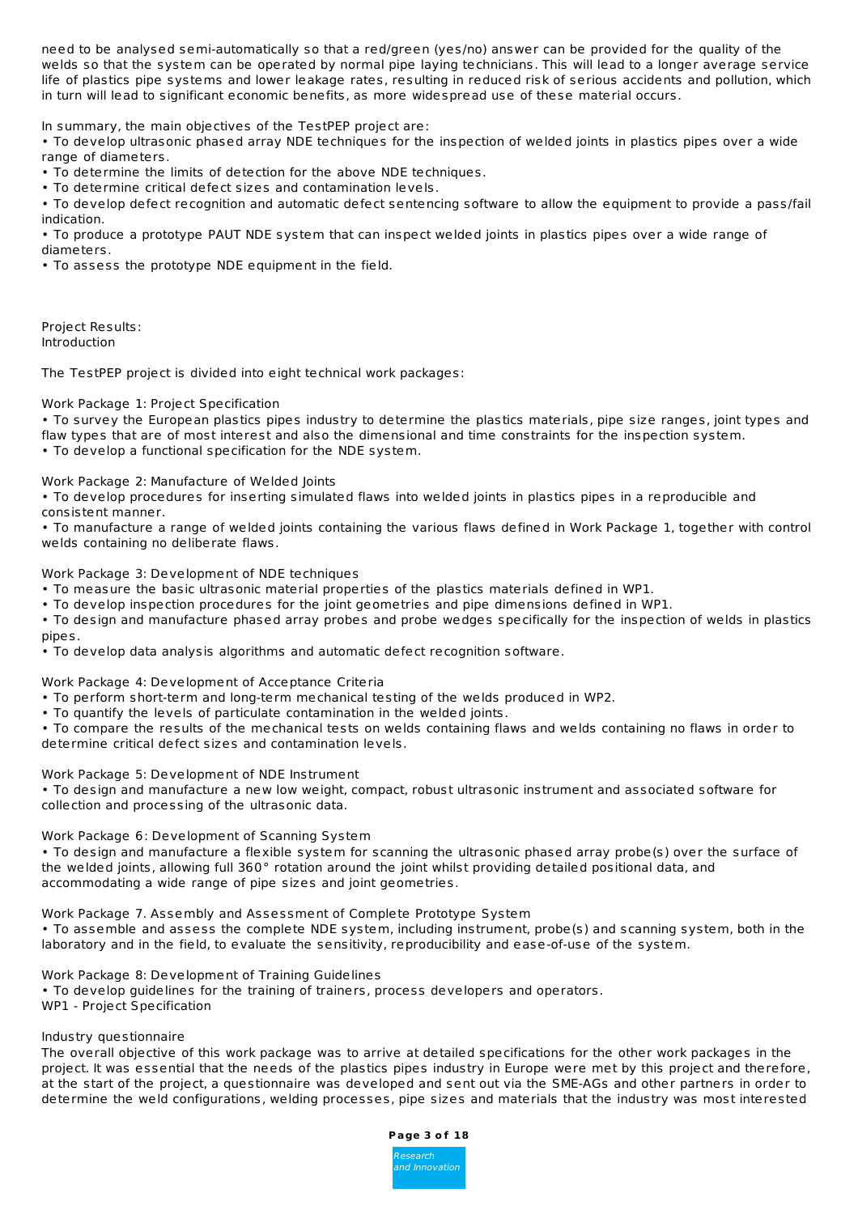need to be analysed semi-automatically so that a red/green (yes/no) answer can be provided for the quality of the welds so that the system can be operated by normal pipe laying technicians. This will lead to a longer average service life of plastics pipe systems and lower leakage rates, resulting in reduced risk of serious accidents and pollution, which in turn will lead to significant economic benefits, as more widespread use of these material occurs.

In summary, the main objectives of the TestPEP project are:

- To develop ultrasonic phased array NDE techniques for the inspection of welded joints in plastics pipes over a wide range of diameters.
- To determine the limits of detection for the above NDE techniques.
- To determine critical defect sizes and contamination levels.
- To develop defect recognition and automatic defect sentencing software to allow the equipment to provide a pass/fail indication.
- To produce a prototype PAUT NDE system that can inspect welded joints in plastics pipes over a wide range of diameters.
- To assess the prototype NDE equipment in the field.

Project Results:
Introduction

The TestPEP project is divided into eight technical work packages:

Work Package 1: Project Specification

- To survey the European plastics pipes industry to determine the plastics materials, pipe size ranges, joint types and flaw types that are of most interest and also the dimensional and time constraints for the inspection system.
- To develop a functional specification for the NDE system.

Work Package 2: Manufacture of Welded Joints

- To develop procedures for inserting simulated flaws into welded joints in plastics pipes in a reproducible and consistent manner.
- To manufacture a range of welded joints containing the various flaws defined in Work Package 1, together with control welds containing no deliberate flaws.

Work Package 3: Development of NDE techniques

- To measure the basic ultrasonic material properties of the plastics materials defined in WP1.
- To develop inspection procedures for the joint geometries and pipe dimensions defined in WP1.
- To design and manufacture phased array probes and probe wedges specifically for the inspection of welds in plastics pipes.
- To develop data analysis algorithms and automatic defect recognition software.

Work Package 4: Development of Acceptance Criteria

- To perform short-term and long-term mechanical testing of the welds produced in WP2.
- To quantify the levels of particulate contamination in the welded joints.
- To compare the results of the mechanical tests on welds containing flaws and welds containing no flaws in order to determine critical defect sizes and contamination levels.

Work Package 5: Development of NDE Instrument

- To design and manufacture a new low weight, compact, robust ultrasonic instrument and associated software for collection and processing of the ultrasonic data.

Work Package 6: Development of Scanning System

- To design and manufacture a flexible system for scanning the ultrasonic phased array probe(s) over the surface of the welded joints, allowing full 360° rotation around the joint whilst providing detailed positional data, and accommodating a wide range of pipe sizes and joint geometries.

Work Package 7. Assembly and Assessment of Complete Prototype System

- To assemble and assess the complete NDE system, including instrument, probe(s) and scanning system, both in the laboratory and in the field, to evaluate the sensitivity, reproducibility and ease-of-use of the system.

Work Package 8: Development of Training Guidelines

- To develop guidelines for the training of trainers, process developers and operators.

WP1 - Project Specification

Industry questionnaire

The overall objective of this work package was to arrive at detailed specifications for the other work packages in the project. It was essential that the needs of the plastics pipes industry in Europe were met by this project and therefore, at the start of the project, a questionnaire was developed and sent out via the SME-AGs and other partners in order to determine the weld configurations, welding processes, pipe sizes and materials that the industry was most interested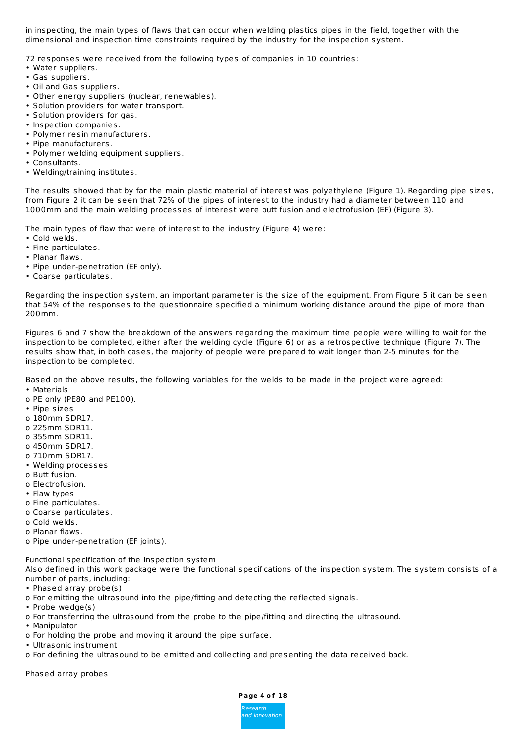in inspecting, the main types of flaws that can occur when welding plastics pipes in the field, together with the dimensional and inspection time constraints required by the industry for the inspection system.

72 responses were received from the following types of companies in 10 countries:

- Water suppliers.
- Gas suppliers.
- Oil and Gas suppliers.
- Other energy suppliers (nuclear, renewables).
- Solution providers for water transport.
- Solution providers for gas.
- Inspection companies.
- Polymer resin manufacturers.
- Pipe manufacturers.
- Polymer welding equipment suppliers.
- Consultants.
- Welding/training institutes.

The results showed that by far the main plastic material of interest was polyethylene (Figure 1). Regarding pipe sizes, from Figure 2 it can be seen that 72% of the pipes of interest to the industry had a diameter between 110 and 1000mm and the main welding processes of interest were butt fusion and electrofusion (EF) (Figure 3).

The main types of flaw that were of interest to the industry (Figure 4) were:

- Cold welds.
- Fine particulates.
- Planar flaws.
- Pipe under-penetration (EF only).
- Coarse particulates.

Regarding the inspection system, an important parameter is the size of the equipment. From Figure 5 it can be seen that 54% of the responses to the questionnaire specified a minimum working distance around the pipe of more than 200mm.

Figures 6 and 7 show the breakdown of the answers regarding the maximum time people were willing to wait for the inspection to be completed, either after the welding cycle (Figure 6) or as a retrospective technique (Figure 7). The results show that, in both cases, the majority of people were prepared to wait longer than 2-5 minutes for the inspection to be completed.

Based on the above results, the following variables for the welds to be made in the project were agreed:

- Materials
  - PE only (PE80 and PE100).
- Pipe sizes
  - 180mm SDR17.
  - 225mm SDR11.
  - 355mm SDR11.
  - 450mm SDR17.
  - 710mm SDR17.
- Welding processes
  - Butt fusion.
  - Electrofusion.
- Flaw types
  - Fine particulates.
  - Coarse particulates.
  - Cold welds.
  - Planar flaws.
  - Pipe under-penetration (EF joints).

Functional specification of the inspection system

Also defined in this work package were the functional specifications of the inspection system. The system consists of a number of parts, including:

- Phased array probe(s)
  - For emitting the ultrasound into the pipe/fitting and detecting the reflected signals.
- Probe wedge(s)
  - For transferring the ultrasound from the probe to the pipe/fitting and directing the ultrasound.
- Manipulator
  - For holding the probe and moving it around the pipe surface.
- Ultrasonic instrument
  - For defining the ultrasound to be emitted and collecting and presenting the data received back.

Phased array probes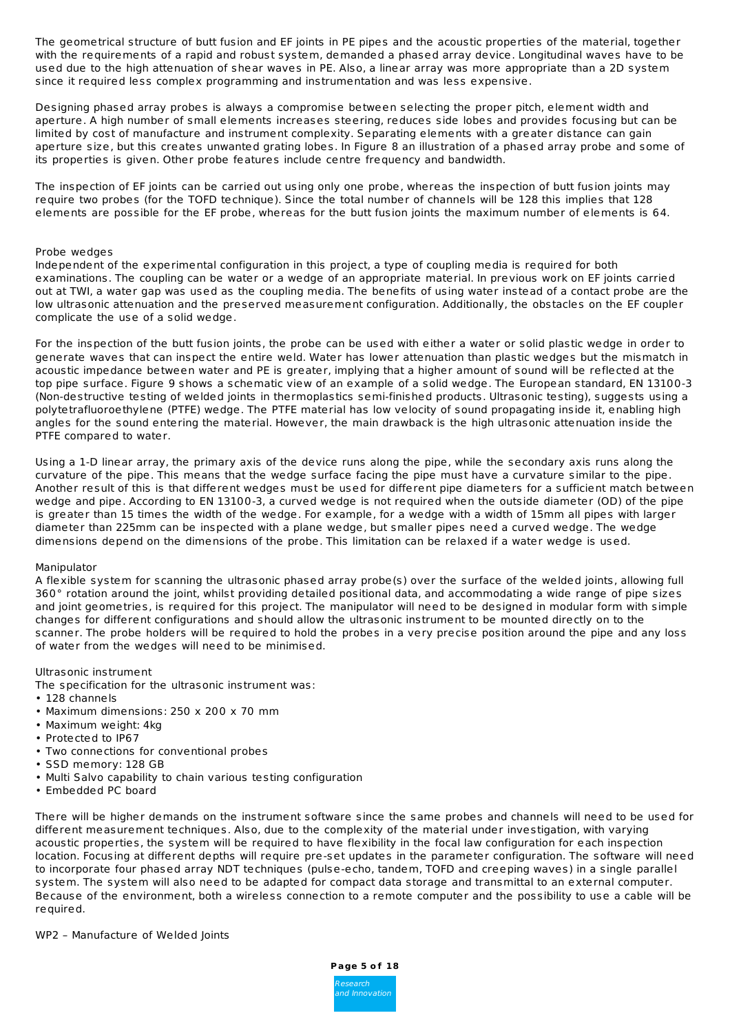The geometrical structure of butt fusion and EF joints in PE pipes and the acoustic properties of the material, together with the requirements of a rapid and robust system, demanded a phased array device. Longitudinal waves have to be used due to the high attenuation of shear waves in PE. Also, a linear array was more appropriate than a 2D system since it required less complex programming and instrumentation and was less expensive.

Designing phased array probes is always a compromise between selecting the proper pitch, element width and aperture. A high number of small elements increases steering, reduces side lobes and provides focusing but can be limited by cost of manufacture and instrument complexity. Separating elements with a greater distance can gain aperture size, but this creates unwanted grating lobes. In Figure 8 an illustration of a phased array probe and some of its properties is given. Other probe features include centre frequency and bandwidth.

The inspection of EF joints can be carried out using only one probe, whereas the inspection of butt fusion joints may require two probes (for the TOFD technique). Since the total number of channels will be 128 this implies that 128 elements are possible for the EF probe, whereas for the butt fusion joints the maximum number of elements is 64.

### Probe wedges

Independent of the experimental configuration in this project, a type of coupling media is required for both examinations. The coupling can be water or a wedge of an appropriate material. In previous work on EF joints carried out at TWI, a water gap was used as the coupling media. The benefits of using water instead of a contact probe are the low ultrasonic attenuation and the preserved measurement configuration. Additionally, the obstacles on the EF coupler complicate the use of a solid wedge.

For the inspection of the butt fusion joints, the probe can be used with either a water or solid plastic wedge in order to generate waves that can inspect the entire weld. Water has lower attenuation than plastic wedges but the mismatch in acoustic impedance between water and PE is greater, implying that a higher amount of sound will be reflected at the top pipe surface. Figure 9 shows a schematic view of an example of a solid wedge. The European standard, EN 13100-3 (Non-destructive testing of welded joints in thermoplastics semi-finished products. Ultrasonic testing), suggests using a polytetrafluoroethylene (PTFE) wedge. The PTFE material has low velocity of sound propagating inside it, enabling high angles for the sound entering the material. However, the main drawback is the high ultrasonic attenuation inside the PTFE compared to water.

Using a 1-D linear array, the primary axis of the device runs along the pipe, while the secondary axis runs along the curvature of the pipe. This means that the wedge surface facing the pipe must have a curvature similar to the pipe. Another result of this is that different wedges must be used for different pipe diameters for a sufficient match between wedge and pipe. According to EN 13100-3, a curved wedge is not required when the outside diameter (OD) of the pipe is greater than 15 times the width of the wedge. For example, for a wedge with a width of 15mm all pipes with larger diameter than 225mm can be inspected with a plane wedge, but smaller pipes need a curved wedge. The wedge dimensions depend on the dimensions of the probe. This limitation can be relaxed if a water wedge is used.

### Manipulator

A flexible system for scanning the ultrasonic phased array probe(s) over the surface of the welded joints, allowing full 360° rotation around the joint, whilst providing detailed positional data, and accommodating a wide range of pipe sizes and joint geometries, is required for this project. The manipulator will need to be designed in modular form with simple changes for different configurations and should allow the ultrasonic instrument to be mounted directly on to the scanner. The probe holders will be required to hold the probes in a very precise position around the pipe and any loss of water from the wedges will need to be minimised.

### Ultrasonic instrument

The specification for the ultrasonic instrument was:

- 128 channels
- Maximum dimensions: 250 x 200 x 70 mm
- Maximum weight: 4kg
- Protected to IP67
- Two connections for conventional probes
- SSD memory: 128 GB
- Multi Salvo capability to chain various testing configuration
- Embedded PC board

There will be higher demands on the instrument software since the same probes and channels will need to be used for different measurement techniques. Also, due to the complexity of the material under investigation, with varying acoustic properties, the system will be required to have flexibility in the focal law configuration for each inspection location. Focusing at different depths will require pre-set updates in the parameter configuration. The software will need to incorporate four phased array NDT techniques (pulse-echo, tandem, TOFD and creeping waves) in a single parallel system. The system will also need to be adapted for compact data storage and transmittal to an external computer. Because of the environment, both a wireless connection to a remote computer and the possibility to use a cable will be required.

## WP2 – Manufacture of Welded Joints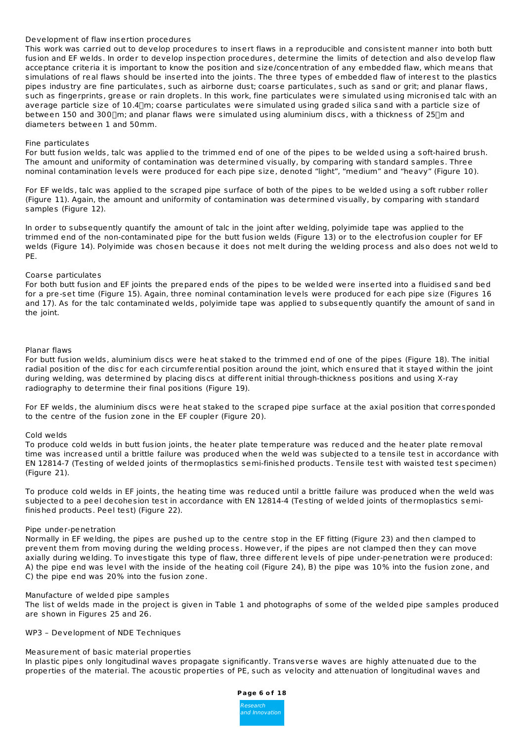### Development of flaw insertion procedures

This work was carried out to develop procedures to insert flaws in a reproducible and consistent manner into both butt fusion and EF welds. In order to develop inspection procedures, determine the limits of detection and also develop flaw acceptance criteria it is important to know the position and size/concentration of any embedded flaw, which means that simulations of real flaws should be inserted into the joints. The three types of embedded flaw of interest to the plastics pipes industry are fine particulates, such as airborne dust; coarse particulates, such as sand or grit; and planar flaws, such as fingerprints, grease or rain droplets. In this work, fine particulates were simulated using micronised talc with an average particle size of 10.4μm; coarse particulates were simulated using graded silica sand with a particle size of between 150 and 300μm; and planar flaws were simulated using aluminium discs, with a thickness of 25μm and diameters between 1 and 50mm.

#### Fine particulates

For butt fusion welds, talc was applied to the trimmed end of one of the pipes to be welded using a soft-haired brush. The amount and uniformity of contamination was determined visually, by comparing with standard samples. Three nominal contamination levels were produced for each pipe size, denoted “light”, “medium” and “heavy” (Figure 10).

For EF welds, talc was applied to the scraped pipe surface of both of the pipes to be welded using a soft rubber roller (Figure 11). Again, the amount and uniformity of contamination was determined visually, by comparing with standard samples (Figure 12).

In order to subsequently quantify the amount of talc in the joint after welding, polyimide tape was applied to the trimmed end of the non-contaminated pipe for the butt fusion welds (Figure 13) or to the electrofusion coupler for EF welds (Figure 14). Polyimide was chosen because it does not melt during the welding process and also does not weld to PE.

#### Coarse particulates

For both butt fusion and EF joints the prepared ends of the pipes to be welded were inserted into a fluidised sand bed for a pre-set time (Figure 15). Again, three nominal contamination levels were produced for each pipe size (Figures 16 and 17). As for the talc contaminated welds, polyimide tape was applied to subsequently quantify the amount of sand in the joint.

#### Planar flaws

For butt fusion welds, aluminium discs were heat staked to the trimmed end of one of the pipes (Figure 18). The initial radial position of the disc for each circumferential position around the joint, which ensured that it stayed within the joint during welding, was determined by placing discs at different initial through-thickness positions and using X-ray radiography to determine their final positions (Figure 19).

For EF welds, the aluminium discs were heat staked to the scraped pipe surface at the axial position that corresponded to the centre of the fusion zone in the EF coupler (Figure 20).

#### Cold welds

To produce cold welds in butt fusion joints, the heater plate temperature was reduced and the heater plate removal time was increased until a brittle failure was produced when the weld was subjected to a tensile test in accordance with EN 12814-7 (Testing of welded joints of thermoplastics semi-finished products. Tensile test with waisted test specimen) (Figure 21).

To produce cold welds in EF joints, the heating time was reduced until a brittle failure was produced when the weld was subjected to a peel decohesion test in accordance with EN 12814-4 (Testing of welded joints of thermoplastics semi-finished products. Peel test) (Figure 22).

#### Pipe under-penetration

Normally in EF welding, the pipes are pushed up to the centre stop in the EF fitting (Figure 23) and then clamped to prevent them from moving during the welding process. However, if the pipes are not clamped then they can move axially during welding. To investigate this type of flaw, three different levels of pipe under-penetration were produced: A) the pipe end was level with the inside of the heating coil (Figure 24), B) the pipe was 10% into the fusion zone, and C) the pipe end was 20% into the fusion zone.

### Manufacture of welded pipe samples

The list of welds made in the project is given in Table 1 and photographs of some of the welded pipe samples produced are shown in Figures 25 and 26.

## WP3 – Development of NDE Techniques

### Measurement of basic material properties

In plastic pipes only longitudinal waves propagate significantly. Transverse waves are highly attenuated due to the properties of the material. The acoustic properties of PE, such as velocity and attenuation of longitudinal waves and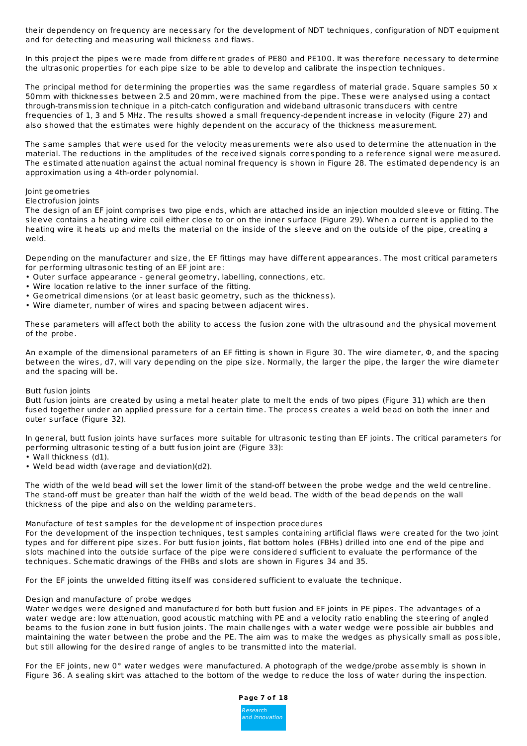their dependency on frequency are necessary for the development of NDT techniques, configuration of NDT equipment and for detecting and measuring wall thickness and flaws.

In this project the pipes were made from different grades of PE80 and PE100. It was therefore necessary to determine the ultrasonic properties for each pipe size to be able to develop and calibrate the inspection techniques.

The principal method for determining the properties was the same regardless of material grade. Square samples 50 x 50mm with thicknesses between 2.5 and 20mm, were machined from the pipe. These were analysed using a contact through-transmission technique in a pitch-catch configuration and wideband ultrasonic transducers with centre frequencies of 1, 3 and 5 MHz. The results showed a small frequency-dependent increase in velocity (Figure 27) and also showed that the estimates were highly dependent on the accuracy of the thickness measurement.

The same samples that were used for the velocity measurements were also used to determine the attenuation in the material. The reductions in the amplitudes of the received signals corresponding to a reference signal were measured. The estimated attenuation against the actual nominal frequency is shown in Figure 28. The estimated dependency is an approximation using a 4th-order polynomial.

## Joint geometries

### Electrofusion joints

The design of an EF joint comprises two pipe ends, which are attached inside an injection moulded sleeve or fitting. The sleeve contains a heating wire coil either close to or on the inner surface (Figure 29). When a current is applied to the heating wire it heats up and melts the material on the inside of the sleeve and on the outside of the pipe, creating a weld.

Depending on the manufacturer and size, the EF fittings may have different appearances. The most critical parameters for performing ultrasonic testing of an EF joint are:

- Outer surface appearance - general geometry, labelling, connections, etc.
- Wire location relative to the inner surface of the fitting.
- Geometrical dimensions (or at least basic geometry, such as the thickness).
- Wire diameter, number of wires and spacing between adjacent wires.

These parameters will affect both the ability to access the fusion zone with the ultrasound and the physical movement of the probe.

An example of the dimensional parameters of an EF fitting is shown in Figure 30. The wire diameter, Φ, and the spacing between the wires, d7, will vary depending on the pipe size. Normally, the larger the pipe, the larger the wire diameter and the spacing will be.

### Butt fusion joints

Butt fusion joints are created by using a metal heater plate to melt the ends of two pipes (Figure 31) which are then fused together under an applied pressure for a certain time. The process creates a weld bead on both the inner and outer surface (Figure 32).

In general, butt fusion joints have surfaces more suitable for ultrasonic testing than EF joints. The critical parameters for performing ultrasonic testing of a butt fusion joint are (Figure 33):

- Wall thickness (d1).
- Weld bead width (average and deviation)(d2).

The width of the weld bead will set the lower limit of the stand-off between the probe wedge and the weld centreline. The stand-off must be greater than half the width of the weld bead. The width of the bead depends on the wall thickness of the pipe and also on the welding parameters.

## Manufacture of test samples for the development of inspection procedures

For the development of the inspection techniques, test samples containing artificial flaws were created for the two joint types and for different pipe sizes. For butt fusion joints, flat bottom holes (FBHs) drilled into one end of the pipe and slots machined into the outside surface of the pipe were considered sufficient to evaluate the performance of the techniques. Schematic drawings of the FHBs and slots are shown in Figures 34 and 35.

For the EF joints the unwelded fitting itself was considered sufficient to evaluate the technique.

## Design and manufacture of probe wedges

Water wedges were designed and manufactured for both butt fusion and EF joints in PE pipes. The advantages of a water wedge are: low attenuation, good acoustic matching with PE and a velocity ratio enabling the steering of angled beams to the fusion zone in butt fusion joints. The main challenges with a water wedge were possible air bubbles and maintaining the water between the probe and the PE. The aim was to make the wedges as physically small as possible, but still allowing for the desired range of angles to be transmitted into the material.

For the EF joints, new 0° water wedges were manufactured. A photograph of the wedge/probe assembly is shown in Figure 36. A sealing skirt was attached to the bottom of the wedge to reduce the loss of water during the inspection.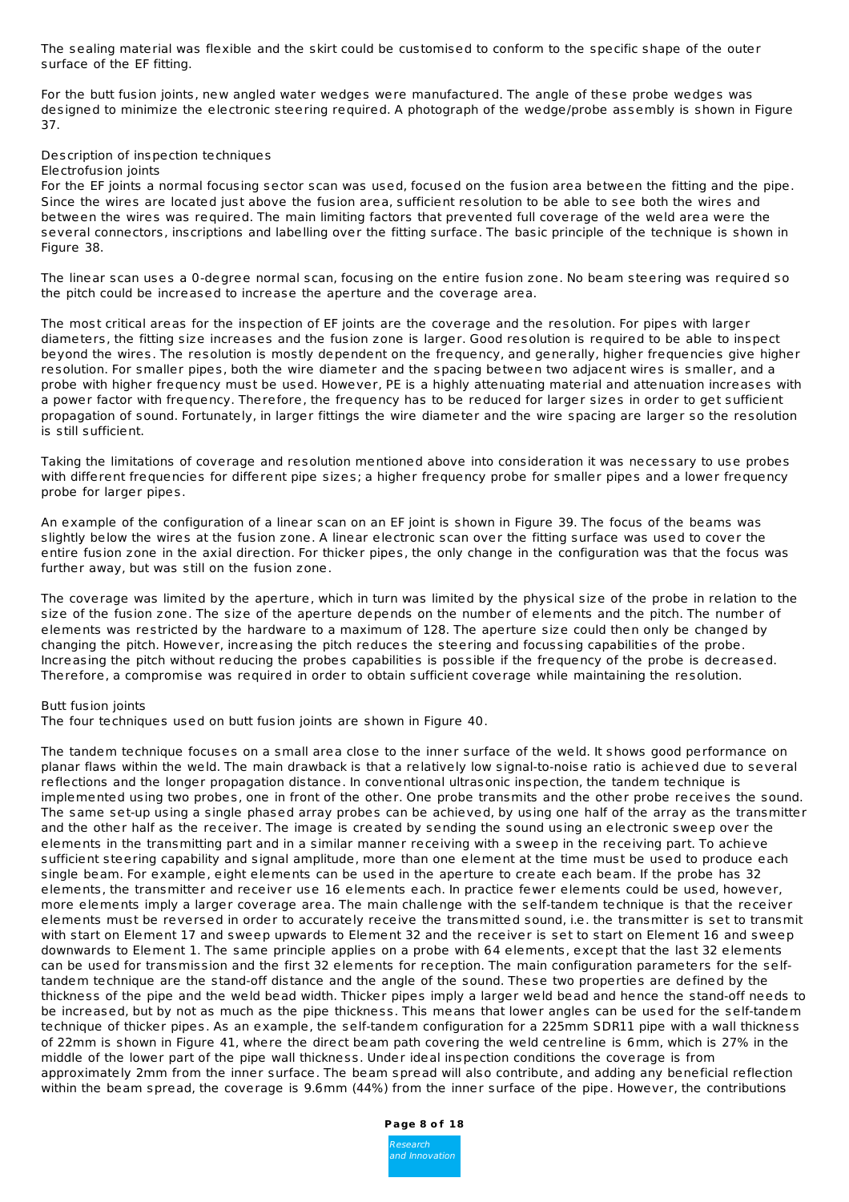The sealing material was flexible and the skirt could be customised to conform to the specific shape of the outer surface of the EF fitting.

For the butt fusion joints, new angled water wedges were manufactured. The angle of these probe wedges was designed to minimize the electronic steering required. A photograph of the wedge/probe assembly is shown in Figure 37.

## Description of inspection techniques

### Electrofusion joints

For the EF joints a normal focusing sector scan was used, focused on the fusion area between the fitting and the pipe. Since the wires are located just above the fusion area, sufficient resolution to be able to see both the wires and between the wires was required. The main limiting factors that prevented full coverage of the weld area were the several connectors, inscriptions and labelling over the fitting surface. The basic principle of the technique is shown in Figure 38.

The linear scan uses a 0-degree normal scan, focusing on the entire fusion zone. No beam steering was required so the pitch could be increased to increase the aperture and the coverage area.

The most critical areas for the inspection of EF joints are the coverage and the resolution. For pipes with larger diameters, the fitting size increases and the fusion zone is larger. Good resolution is required to be able to inspect beyond the wires. The resolution is mostly dependent on the frequency, and generally, higher frequencies give higher resolution. For smaller pipes, both the wire diameter and the spacing between two adjacent wires is smaller, and a probe with higher frequency must be used. However, PE is a highly attenuating material and attenuation increases with a power factor with frequency. Therefore, the frequency has to be reduced for larger sizes in order to get sufficient propagation of sound. Fortunately, in larger fittings the wire diameter and the wire spacing are larger so the resolution is still sufficient.

Taking the limitations of coverage and resolution mentioned above into consideration it was necessary to use probes with different frequencies for different pipe sizes; a higher frequency probe for smaller pipes and a lower frequency probe for larger pipes.

An example of the configuration of a linear scan on an EF joint is shown in Figure 39. The focus of the beams was slightly below the wires at the fusion zone. A linear electronic scan over the fitting surface was used to cover the entire fusion zone in the axial direction. For thicker pipes, the only change in the configuration was that the focus was further away, but was still on the fusion zone.

The coverage was limited by the aperture, which in turn was limited by the physical size of the probe in relation to the size of the fusion zone. The size of the aperture depends on the number of elements and the pitch. The number of elements was restricted by the hardware to a maximum of 128. The aperture size could then only be changed by changing the pitch. However, increasing the pitch reduces the steering and focussing capabilities of the probe. Increasing the pitch without reducing the probes capabilities is possible if the frequency of the probe is decreased. Therefore, a compromise was required in order to obtain sufficient coverage while maintaining the resolution.

### Butt fusion joints

The four techniques used on butt fusion joints are shown in Figure 40.

The tandem technique focuses on a small area close to the inner surface of the weld. It shows good performance on planar flaws within the weld. The main drawback is that a relatively low signal-to-noise ratio is achieved due to several reflections and the longer propagation distance. In conventional ultrasonic inspection, the tandem technique is implemented using two probes, one in front of the other. One probe transmits and the other probe receives the sound. The same set-up using a single phased array probes can be achieved, by using one half of the array as the transmitter and the other half as the receiver. The image is created by sending the sound using an electronic sweep over the elements in the transmitting part and in a similar manner receiving with a sweep in the receiving part. To achieve sufficient steering capability and signal amplitude, more than one element at the time must be used to produce each single beam. For example, eight elements can be used in the aperture to create each beam. If the probe has 32 elements, the transmitter and receiver use 16 elements each. In practice fewer elements could be used, however, more elements imply a larger coverage area. The main challenge with the self-tandem technique is that the receiver elements must be reversed in order to accurately receive the transmitted sound, i.e. the transmitter is set to transmit with start on Element 17 and sweep upwards to Element 32 and the receiver is set to start on Element 16 and sweep downwards to Element 1. The same principle applies on a probe with 64 elements, except that the last 32 elements can be used for transmission and the first 32 elements for reception. The main configuration parameters for the self-tandem technique are the stand-off distance and the angle of the sound. These two properties are defined by the thickness of the pipe and the weld bead width. Thicker pipes imply a larger weld bead and hence the stand-off needs to be increased, but by not as much as the pipe thickness. This means that lower angles can be used for the self-tandem technique of thicker pipes. As an example, the self-tandem configuration for a 225mm SDR11 pipe with a wall thickness of 22mm is shown in Figure 41, where the direct beam path covering the weld centreline is 6mm, which is 27% in the middle of the lower part of the pipe wall thickness. Under ideal inspection conditions the coverage is from approximately 2mm from the inner surface. The beam spread will also contribute, and adding any beneficial reflection within the beam spread, the coverage is 9.6mm (44%) from the inner surface of the pipe. However, the contributions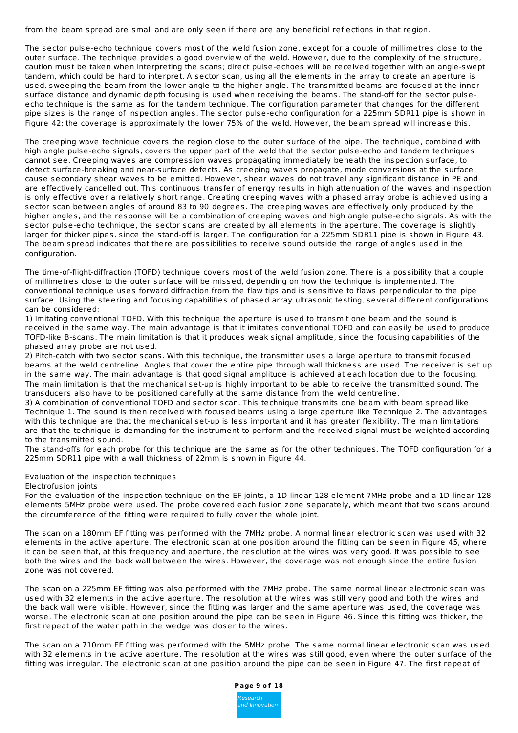from the beam spread are small and are only seen if there are any beneficial reflections in that region.

The sector pulse-echo technique covers most of the weld fusion zone, except for a couple of millimetres close to the outer surface. The technique provides a good overview of the weld. However, due to the complexity of the structure, caution must be taken when interpreting the scans; direct pulse-echoes will be received together with an angle-swept tandem, which could be hard to interpret. A sector scan, using all the elements in the array to create an aperture is used, sweeping the beam from the lower angle to the higher angle. The transmitted beams are focused at the inner surface distance and dynamic depth focusing is used when receiving the beams. The stand-off for the sector pulse-echo technique is the same as for the tandem technique. The configuration parameter that changes for the different pipe sizes is the range of inspection angles. The sector pulse-echo configuration for a 225mm SDR11 pipe is shown in Figure 42; the coverage is approximately the lower 75% of the weld. However, the beam spread will increase this.

The creeping wave technique covers the region close to the outer surface of the pipe. The technique, combined with high angle pulse-echo signals, covers the upper part of the weld that the sector pulse-echo and tandem techniques cannot see. Creeping waves are compression waves propagating immediately beneath the inspection surface, to detect surface-breaking and near-surface defects. As creeping waves propagate, mode conversions at the surface cause secondary shear waves to be emitted. However, shear waves do not travel any significant distance in PE and are effectively cancelled out. This continuous transfer of energy results in high attenuation of the waves and inspection is only effective over a relatively short range. Creating creeping waves with a phased array probe is achieved using a sector scan between angles of around 83 to 90 degrees. The creeping waves are effectively only produced by the higher angles, and the response will be a combination of creeping waves and high angle pulse-echo signals. As with the sector pulse-echo technique, the sector scans are created by all elements in the aperture. The coverage is slightly larger for thicker pipes, since the stand-off is larger. The configuration for a 225mm SDR11 pipe is shown in Figure 43. The beam spread indicates that there are possibilities to receive sound outside the range of angles used in the configuration.

The time-of-flight-diffraction (TOFD) technique covers most of the weld fusion zone. There is a possibility that a couple of millimetres close to the outer surface will be missed, depending on how the technique is implemented. The conventional technique uses forward diffraction from the flaw tips and is sensitive to flaws perpendicular to the pipe surface. Using the steering and focusing capabilities of phased array ultrasonic testing, several different configurations can be considered:

1) Imitating conventional TOFD. With this technique the aperture is used to transmit one beam and the sound is received in the same way. The main advantage is that it imitates conventional TOFD and can easily be used to produce TOFD-like B-scans. The main limitation is that it produces weak signal amplitude, since the focusing capabilities of the phased array probe are not used.

2) Pitch-catch with two sector scans. With this technique, the transmitter uses a large aperture to transmit focused beams at the weld centreline. Angles that cover the entire pipe through wall thickness are used. The receiver is set up in the same way. The main advantage is that good signal amplitude is achieved at each location due to the focusing. The main limitation is that the mechanical set-up is highly important to be able to receive the transmitted sound. The transducers also have to be positioned carefully at the same distance from the weld centreline.

3) A combination of conventional TOFD and sector scan. This technique transmits one beam with beam spread like Technique 1. The sound is then received with focused beams using a large aperture like Technique 2. The advantages with this technique are that the mechanical set-up is less important and it has greater flexibility. The main limitations are that the technique is demanding for the instrument to perform and the received signal must be weighted according to the transmitted sound.

The stand-offs for each probe for this technique are the same as for the other techniques. The TOFD configuration for a 225mm SDR11 pipe with a wall thickness of 22mm is shown in Figure 44.

## Evaluation of the inspection techniques

### Electrofusion joints

For the evaluation of the inspection technique on the EF joints, a 1D linear 128 element 7MHz probe and a 1D linear 128 elements 5MHz probe were used. The probe covered each fusion zone separately, which meant that two scans around the circumference of the fitting were required to fully cover the whole joint.

The scan on a 180mm EF fitting was performed with the 7MHz probe. A normal linear electronic scan was used with 32 elements in the active aperture. The electronic scan at one position around the fitting can be seen in Figure 45, where it can be seen that, at this frequency and aperture, the resolution at the wires was very good. It was possible to see both the wires and the back wall between the wires. However, the coverage was not enough since the entire fusion zone was not covered.

The scan on a 225mm EF fitting was also performed with the 7MHz probe. The same normal linear electronic scan was used with 32 elements in the active aperture. The resolution at the wires was still very good and both the wires and the back wall were visible. However, since the fitting was larger and the same aperture was used, the coverage was worse. The electronic scan at one position around the pipe can be seen in Figure 46. Since this fitting was thicker, the first repeat of the water path in the wedge was closer to the wires.

The scan on a 710mm EF fitting was performed with the 5MHz probe. The same normal linear electronic scan was used with 32 elements in the active aperture. The resolution at the wires was still good, even where the outer surface of the fitting was irregular. The electronic scan at one position around the pipe can be seen in Figure 47. The first repeat of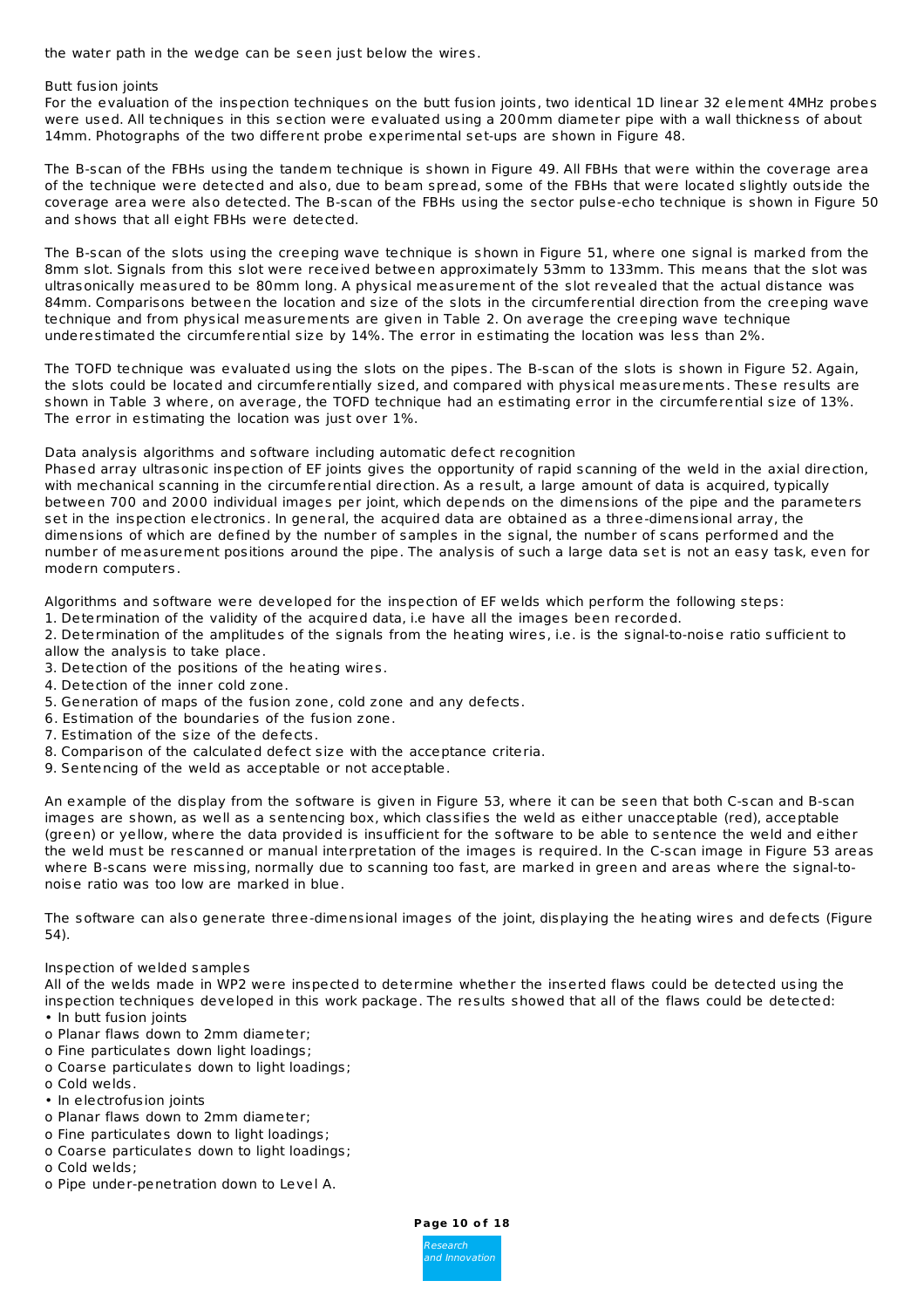the water path in the wedge can be seen just below the wires.

### Butt fusion joints

For the evaluation of the inspection techniques on the butt fusion joints, two identical 1D linear 32 element 4MHz probes were used. All techniques in this section were evaluated using a 200mm diameter pipe with a wall thickness of about 14mm. Photographs of the two different probe experimental set-ups are shown in Figure 48.

The B-scan of the FBHs using the tandem technique is shown in Figure 49. All FBHs that were within the coverage area of the technique were detected and also, due to beam spread, some of the FBHs that were located slightly outside the coverage area were also detected. The B-scan of the FBHs using the sector pulse-echo technique is shown in Figure 50 and shows that all eight FBHs were detected.

The B-scan of the slots using the creeping wave technique is shown in Figure 51, where one signal is marked from the 8mm slot. Signals from this slot were received between approximately 53mm to 133mm. This means that the slot was ultrasonically measured to be 80mm long. A physical measurement of the slot revealed that the actual distance was 84mm. Comparisons between the location and size of the slots in the circumferential direction from the creeping wave technique and from physical measurements are given in Table 2. On average the creeping wave technique underestimated the circumferential size by 14%. The error in estimating the location was less than 2%.

The TOFD technique was evaluated using the slots on the pipes. The B-scan of the slots is shown in Figure 52. Again, the slots could be located and circumferentially sized, and compared with physical measurements. These results are shown in Table 3 where, on average, the TOFD technique had an estimating error in the circumferential size of 13%. The error in estimating the location was just over 1%.

### Data analysis algorithms and software including automatic defect recognition

Phased array ultrasonic inspection of EF joints gives the opportunity of rapid scanning of the weld in the axial direction, with mechanical scanning in the circumferential direction. As a result, a large amount of data is acquired, typically between 700 and 2000 individual images per joint, which depends on the dimensions of the pipe and the parameters set in the inspection electronics. In general, the acquired data are obtained as a three-dimensional array, the dimensions of which are defined by the number of samples in the signal, the number of scans performed and the number of measurement positions around the pipe. The analysis of such a large data set is not an easy task, even for modern computers.

Algorithms and software were developed for the inspection of EF welds which perform the following steps:

1. Determination of the validity of the acquired data, i.e have all the images been recorded.
2. Determination of the amplitudes of the signals from the heating wires, i.e. is the signal-to-noise ratio sufficient to allow the analysis to take place.
3. Detection of the positions of the heating wires.
4. Detection of the inner cold zone.
5. Generation of maps of the fusion zone, cold zone and any defects.
6. Estimation of the boundaries of the fusion zone.
7. Estimation of the size of the defects.
8. Comparison of the calculated defect size with the acceptance criteria.
9. Sentencing of the weld as acceptable or not acceptable.

An example of the display from the software is given in Figure 53, where it can be seen that both C-scan and B-scan images are shown, as well as a sentencing box, which classifies the weld as either unacceptable (red), acceptable (green) or yellow, where the data provided is insufficient for the software to be able to sentence the weld and either the weld must be rescanned or manual interpretation of the images is required. In the C-scan image in Figure 53 areas where B-scans were missing, normally due to scanning too fast, are marked in green and areas where the signal-to-noise ratio was too low are marked in blue.

The software can also generate three-dimensional images of the joint, displaying the heating wires and defects (Figure 54).

### Inspection of welded samples

All of the welds made in WP2 were inspected to determine whether the inserted flaws could be detected using the inspection techniques developed in this work package. The results showed that all of the flaws could be detected:

- In butt fusion joints
  - Planar flaws down to 2mm diameter;
  - Fine particulates down light loadings;
  - Coarse particulates down to light loadings;
  - Cold welds.
- In electrofusion joints
  - Planar flaws down to 2mm diameter;
  - Fine particulates down to light loadings;
  - Coarse particulates down to light loadings;
  - Cold welds;
  - Pipe under-penetration down to Level A.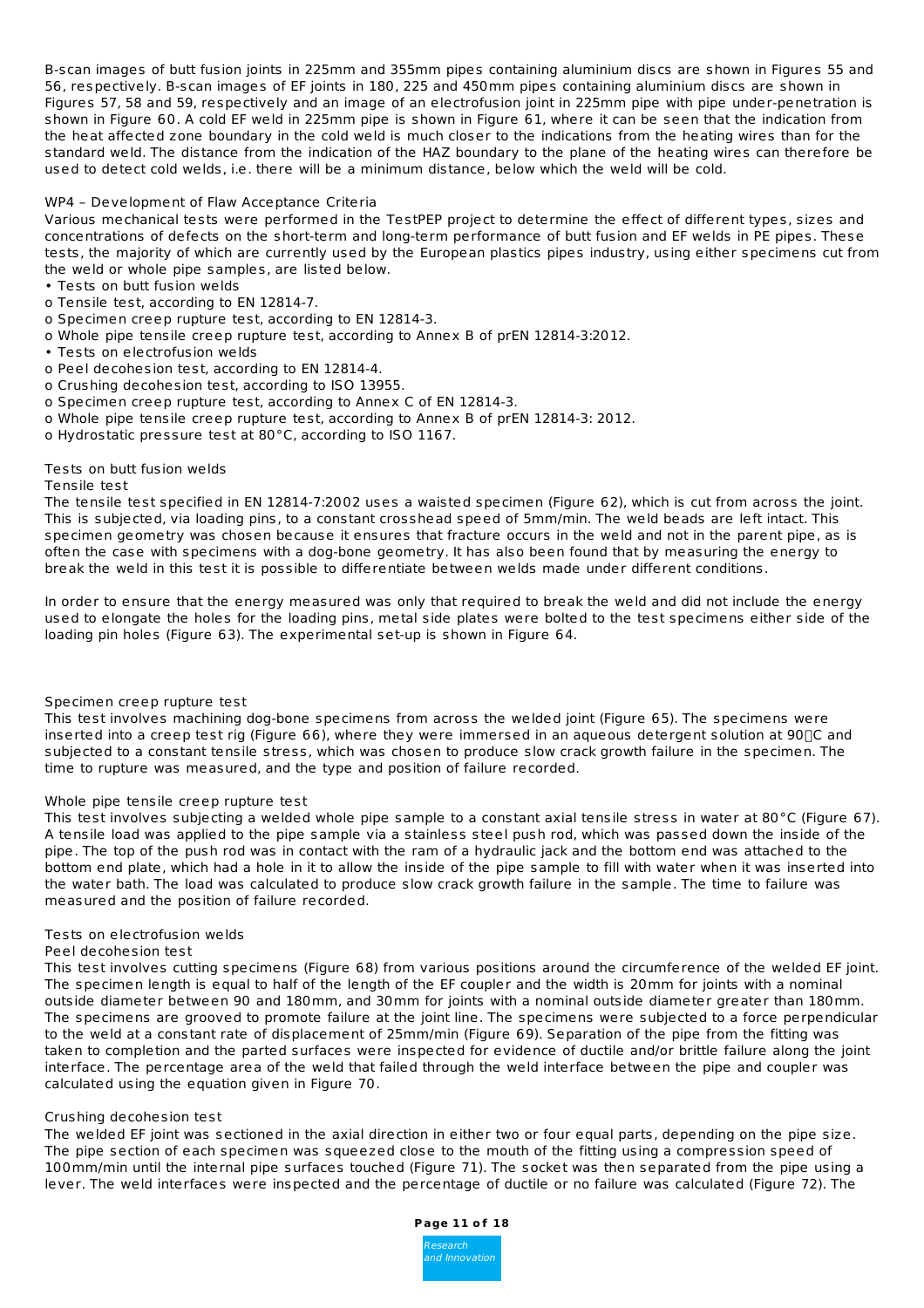B-scan images of butt fusion joints in 225mm and 355mm pipes containing aluminium discs are shown in Figures 55 and 56, respectively. B-scan images of EF joints in 180, 225 and 450mm pipes containing aluminium discs are shown in Figures 57, 58 and 59, respectively and an image of an electrofusion joint in 225mm pipe with pipe under-penetration is shown in Figure 60. A cold EF weld in 225mm pipe is shown in Figure 61, where it can be seen that the indication from the heat affected zone boundary in the cold weld is much closer to the indications from the heating wires than for the standard weld. The distance from the indication of the HAZ boundary to the plane of the heating wires can therefore be used to detect cold welds, i.e. there will be a minimum distance, below which the weld will be cold.

WP4 – Development of Flaw Acceptance Criteria

Various mechanical tests were performed in the TestPEP project to determine the effect of different types, sizes and concentrations of defects on the short-term and long-term performance of butt fusion and EF welds in PE pipes. These tests, the majority of which are currently used by the European plastics pipes industry, using either specimens cut from the weld or whole pipe samples, are listed below.

- Tests on butt fusion welds
  - Tensile test, according to EN 12814-7.
  - Specimen creep rupture test, according to EN 12814-3.
  - Whole pipe tensile creep rupture test, according to Annex B of prEN 12814-3:2012.
- Tests on electrofusion welds
  - Peel decohesion test, according to EN 12814-4.
  - Crushing decohesion test, according to ISO 13955.
  - Specimen creep rupture test, according to Annex C of EN 12814-3.
  - Whole pipe tensile creep rupture test, according to Annex B of prEN 12814-3: 2012.
  - Hydrostatic pressure test at 80°C, according to ISO 1167.

Tests on butt fusion welds

Tensile test

The tensile test specified in EN 12814-7:2002 uses a waisted specimen (Figure 62), which is cut from across the joint. This is subjected, via loading pins, to a constant crosshead speed of 5mm/min. The weld beads are left intact. This specimen geometry was chosen because it ensures that fracture occurs in the weld and not in the parent pipe, as is often the case with specimens with a dog-bone geometry. It has also been found that by measuring the energy to break the weld in this test it is possible to differentiate between welds made under different conditions.

In order to ensure that the energy measured was only that required to break the weld and did not include the energy used to elongate the holes for the loading pins, metal side plates were bolted to the test specimens either side of the loading pin holes (Figure 63). The experimental set-up is shown in Figure 64.

Specimen creep rupture test

This test involves machining dog-bone specimens from across the welded joint (Figure 65). The specimens were inserted into a creep test rig (Figure 66), where they were immersed in an aqueous detergent solution at 90°C and subjected to a constant tensile stress, which was chosen to produce slow crack growth failure in the specimen. The time to rupture was measured, and the type and position of failure recorded.

Whole pipe tensile creep rupture test

This test involves subjecting a welded whole pipe sample to a constant axial tensile stress in water at 80°C (Figure 67). A tensile load was applied to the pipe sample via a stainless steel push rod, which was passed down the inside of the pipe. The top of the push rod was in contact with the ram of a hydraulic jack and the bottom end was attached to the bottom end plate, which had a hole in it to allow the inside of the pipe sample to fill with water when it was inserted into the water bath. The load was calculated to produce slow crack growth failure in the sample. The time to failure was measured and the position of failure recorded.

Tests on electrofusion welds

Peel decohesion test

This test involves cutting specimens (Figure 68) from various positions around the circumference of the welded EF joint. The specimen length is equal to half of the length of the EF coupler and the width is 20mm for joints with a nominal outside diameter between 90 and 180mm, and 30mm for joints with a nominal outside diameter greater than 180mm. The specimens are grooved to promote failure at the joint line. The specimens were subjected to a force perpendicular to the weld at a constant rate of displacement of 25mm/min (Figure 69). Separation of the pipe from the fitting was taken to completion and the parted surfaces were inspected for evidence of ductile and/or brittle failure along the joint interface. The percentage area of the weld that failed through the weld interface between the pipe and coupler was calculated using the equation given in Figure 70.

Crushing decohesion test

The welded EF joint was sectioned in the axial direction in either two or four equal parts, depending on the pipe size. The pipe section of each specimen was squeezed close to the mouth of the fitting using a compression speed of 100mm/min until the internal pipe surfaces touched (Figure 71). The socket was then separated from the pipe using a lever. The weld interfaces were inspected and the percentage of ductile or no failure was calculated (Figure 72). The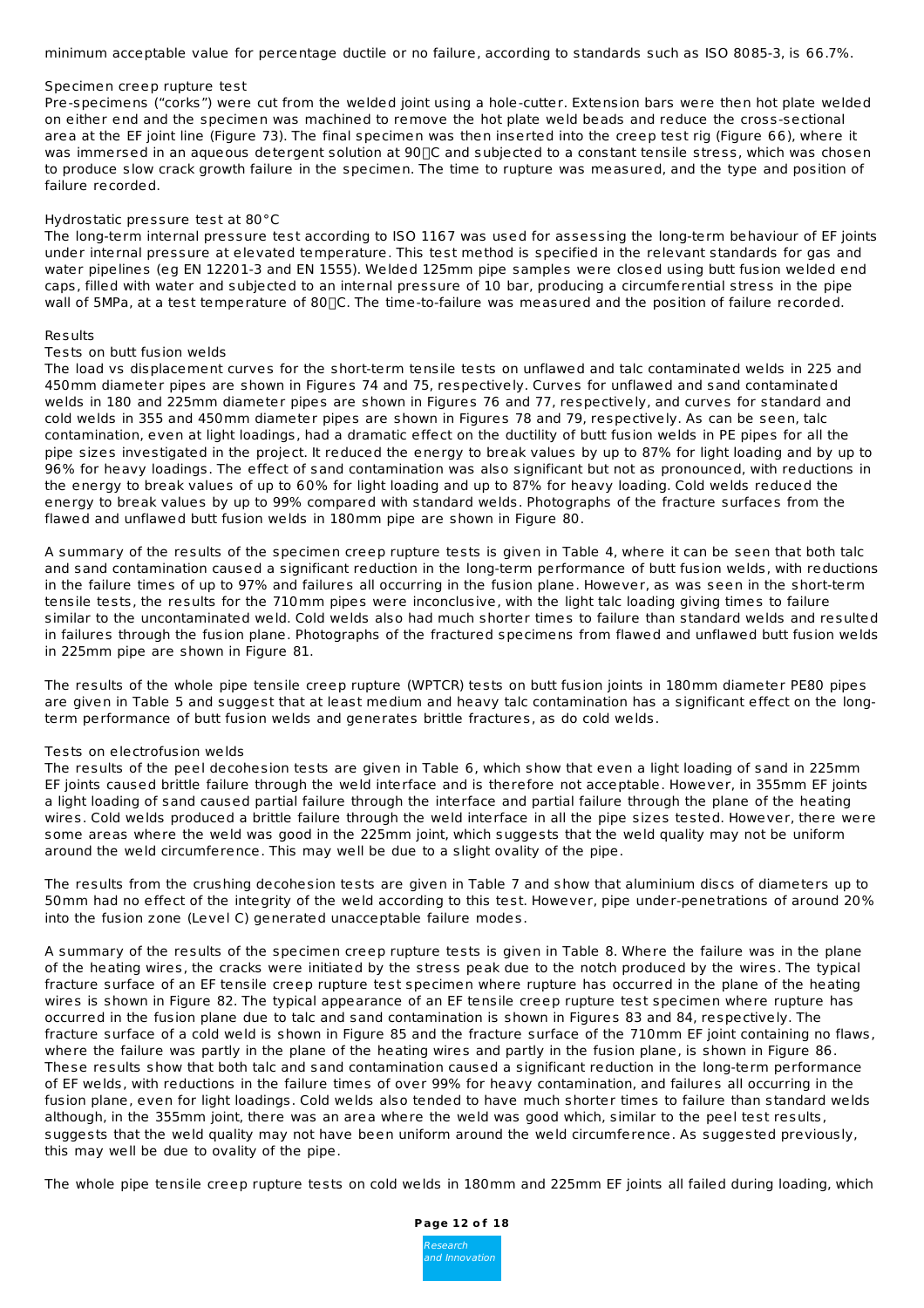minimum acceptable value for percentage ductile or no failure, according to standards such as ISO 8085-3, is 66.7%.

### Specimen creep rupture test

Pre-specimens ("corks") were cut from the welded joint using a hole-cutter. Extension bars were then hot plate welded on either end and the specimen was machined to remove the hot plate weld beads and reduce the cross-sectional area at the EF joint line (Figure 73). The final specimen was then inserted into the creep test rig (Figure 66), where it was immersed in an aqueous detergent solution at 90°C and subjected to a constant tensile stress, which was chosen to produce slow crack growth failure in the specimen. The time to rupture was measured, and the type and position of failure recorded.

### Hydrostatic pressure test at 80°C

The long-term internal pressure test according to ISO 1167 was used for assessing the long-term behaviour of EF joints under internal pressure at elevated temperature. This test method is specified in the relevant standards for gas and water pipelines (eg EN 12201-3 and EN 1555). Welded 125mm pipe samples were closed using butt fusion welded end caps, filled with water and subjected to an internal pressure of 10 bar, producing a circumferential stress in the pipe wall of 5MPa, at a test temperature of 80°C. The time-to-failure was measured and the position of failure recorded.

## Results

### Tests on butt fusion welds

The load vs displacement curves for the short-term tensile tests on unflawed and talc contaminated welds in 225 and 450mm diameter pipes are shown in Figures 74 and 75, respectively. Curves for unflawed and sand contaminated welds in 180 and 225mm diameter pipes are shown in Figures 76 and 77, respectively, and curves for standard and cold welds in 355 and 450mm diameter pipes are shown in Figures 78 and 79, respectively. As can be seen, talc contamination, even at light loadings, had a dramatic effect on the ductility of butt fusion welds in PE pipes for all the pipe sizes investigated in the project. It reduced the energy to break values by up to 87% for light loading and by up to 96% for heavy loadings. The effect of sand contamination was also significant but not as pronounced, with reductions in the energy to break values of up to 60% for light loading and up to 87% for heavy loading. Cold welds reduced the energy to break values by up to 99% compared with standard welds. Photographs of the fracture surfaces from the flawed and unflawed butt fusion welds in 180mm pipe are shown in Figure 80.

A summary of the results of the specimen creep rupture tests is given in Table 4, where it can be seen that both talc and sand contamination caused a significant reduction in the long-term performance of butt fusion welds, with reductions in the failure times of up to 97% and failures all occurring in the fusion plane. However, as was seen in the short-term tensile tests, the results for the 710mm pipes were inconclusive, with the light talc loading giving times to failure similar to the uncontaminated weld. Cold welds also had much shorter times to failure than standard welds and resulted in failures through the fusion plane. Photographs of the fractured specimens from flawed and unflawed butt fusion welds in 225mm pipe are shown in Figure 81.

The results of the whole pipe tensile creep rupture (WPTCR) tests on butt fusion joints in 180mm diameter PE80 pipes are given in Table 5 and suggest that at least medium and heavy talc contamination has a significant effect on the long-term performance of butt fusion welds and generates brittle fractures, as do cold welds.

### Tests on electrofusion welds

The results of the peel decohesion tests are given in Table 6, which show that even a light loading of sand in 225mm EF joints caused brittle failure through the weld interface and is therefore not acceptable. However, in 355mm EF joints a light loading of sand caused partial failure through the interface and partial failure through the plane of the heating wires. Cold welds produced a brittle failure through the weld interface in all the pipe sizes tested. However, there were some areas where the weld was good in the 225mm joint, which suggests that the weld quality may not be uniform around the weld circumference. This may well be due to a slight ovality of the pipe.

The results from the crushing decohesion tests are given in Table 7 and show that aluminium discs of diameters up to 50mm had no effect of the integrity of the weld according to this test. However, pipe under-penetrations of around 20% into the fusion zone (Level C) generated unacceptable failure modes.

A summary of the results of the specimen creep rupture tests is given in Table 8. Where the failure was in the plane of the heating wires, the cracks were initiated by the stress peak due to the notch produced by the wires. The typical fracture surface of an EF tensile creep rupture test specimen where rupture has occurred in the plane of the heating wires is shown in Figure 82. The typical appearance of an EF tensile creep rupture test specimen where rupture has occurred in the fusion plane due to talc and sand contamination is shown in Figures 83 and 84, respectively. The fracture surface of a cold weld is shown in Figure 85 and the fracture surface of the 710mm EF joint containing no flaws, where the failure was partly in the plane of the heating wires and partly in the fusion plane, is shown in Figure 86. These results show that both talc and sand contamination caused a significant reduction in the long-term performance of EF welds, with reductions in the failure times of over 99% for heavy contamination, and failures all occurring in the fusion plane, even for light loadings. Cold welds also tended to have much shorter times to failure than standard welds although, in the 355mm joint, there was an area where the weld was good which, similar to the peel test results, suggests that the weld quality may not have been uniform around the weld circumference. As suggested previously, this may well be due to ovality of the pipe.

The whole pipe tensile creep rupture tests on cold welds in 180mm and 225mm EF joints all failed during loading, which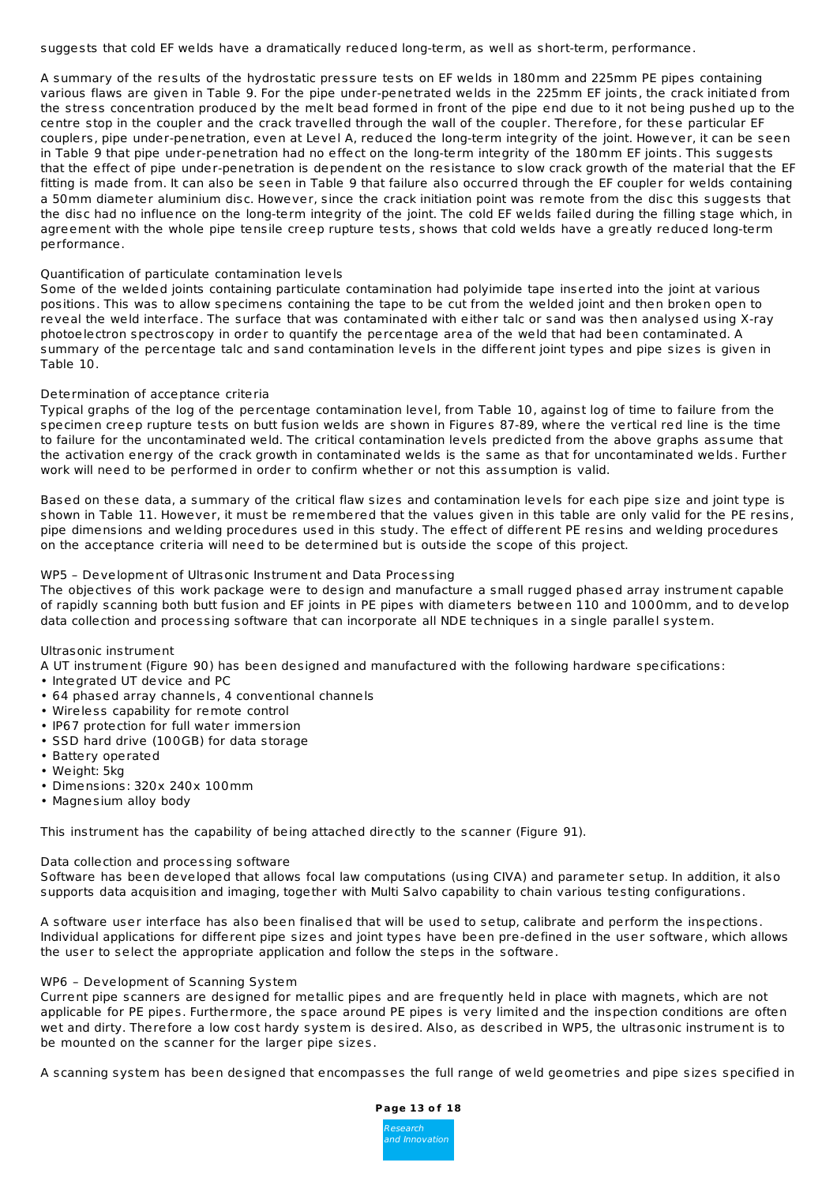suggests that cold EF welds have a dramatically reduced long-term, as well as short-term, performance.

A summary of the results of the hydrostatic pressure tests on EF welds in 180mm and 225mm PE pipes containing various flaws are given in Table 9. For the pipe under-penetrated welds in the 225mm EF joints, the crack initiated from the stress concentration produced by the melt bead formed in front of the pipe end due to it not being pushed up to the centre stop in the coupler and the crack travelled through the wall of the coupler. Therefore, for these particular EF couplers, pipe under-penetration, even at Level A, reduced the long-term integrity of the joint. However, it can be seen in Table 9 that pipe under-penetration had no effect on the long-term integrity of the 180mm EF joints. This suggests that the effect of pipe under-penetration is dependent on the resistance to slow crack growth of the material that the EF fitting is made from. It can also be seen in Table 9 that failure also occurred through the EF coupler for welds containing a 50mm diameter aluminium disc. However, since the crack initiation point was remote from the disc this suggests that the disc had no influence on the long-term integrity of the joint. The cold EF welds failed during the filling stage which, in agreement with the whole pipe tensile creep rupture tests, shows that cold welds have a greatly reduced long-term performance.

Quantification of particulate contamination levels

Some of the welded joints containing particulate contamination had polyimide tape inserted into the joint at various positions. This was to allow specimens containing the tape to be cut from the welded joint and then broken open to reveal the weld interface. The surface that was contaminated with either talc or sand was then analysed using X-ray photoelectron spectroscopy in order to quantify the percentage area of the weld that had been contaminated. A summary of the percentage talc and sand contamination levels in the different joint types and pipe sizes is given in Table 10.

Determination of acceptance criteria

Typical graphs of the log of the percentage contamination level, from Table 10, against log of time to failure from the specimen creep rupture tests on butt fusion welds are shown in Figures 87-89, where the vertical red line is the time to failure for the uncontaminated weld. The critical contamination levels predicted from the above graphs assume that the activation energy of the crack growth in contaminated welds is the same as that for uncontaminated welds. Further work will need to be performed in order to confirm whether or not this assumption is valid.

Based on these data, a summary of the critical flaw sizes and contamination levels for each pipe size and joint type is shown in Table 11. However, it must be remembered that the values given in this table are only valid for the PE resins, pipe dimensions and welding procedures used in this study. The effect of different PE resins and welding procedures on the acceptance criteria will need to be determined but is outside the scope of this project.

WP5 – Development of Ultrasonic Instrument and Data Processing

The objectives of this work package were to design and manufacture a small rugged phased array instrument capable of rapidly scanning both butt fusion and EF joints in PE pipes with diameters between 110 and 1000mm, and to develop data collection and processing software that can incorporate all NDE techniques in a single parallel system.

Ultrasonic instrument

A UT instrument (Figure 90) has been designed and manufactured with the following hardware specifications:

- Integrated UT device and PC
- 64 phased array channels, 4 conventional channels
- Wireless capability for remote control
- IP67 protection for full water immersion
- SSD hard drive (100GB) for data storage
- Battery operated
- Weight: 5kg
- Dimensions: 320x 240x 100mm
- Magnesium alloy body

This instrument has the capability of being attached directly to the scanner (Figure 91).

Data collection and processing software

Software has been developed that allows focal law computations (using CIVA) and parameter setup. In addition, it also supports data acquisition and imaging, together with Multi Salvo capability to chain various testing configurations.

A software user interface has also been finalised that will be used to setup, calibrate and perform the inspections. Individual applications for different pipe sizes and joint types have been pre-defined in the user software, which allows the user to select the appropriate application and follow the steps in the software.

WP6 – Development of Scanning System

Current pipe scanners are designed for metallic pipes and are frequently held in place with magnets, which are not applicable for PE pipes. Furthermore, the space around PE pipes is very limited and the inspection conditions are often wet and dirty. Therefore a low cost hardy system is desired. Also, as described in WP5, the ultrasonic instrument is to be mounted on the scanner for the larger pipe sizes.

A scanning system has been designed that encompasses the full range of weld geometries and pipe sizes specified in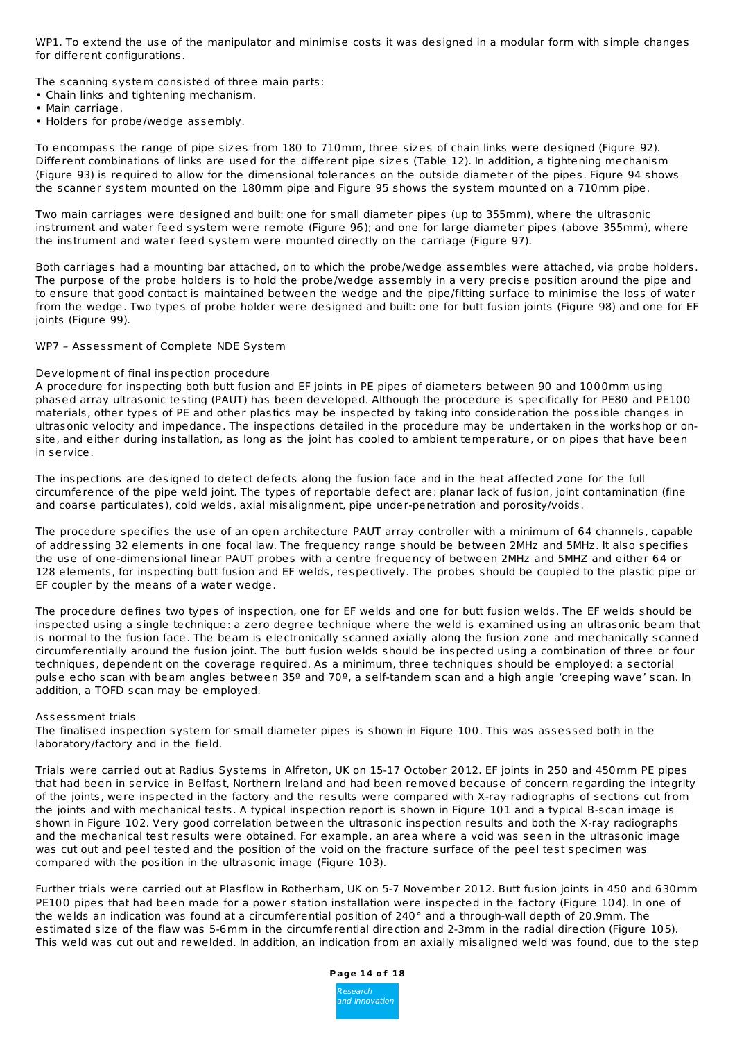WP1. To extend the use of the manipulator and minimise costs it was designed in a modular form with simple changes for different configurations.

The scanning system consisted of three main parts:

- Chain links and tightening mechanism.
- Main carriage.
- Holders for probe/wedge assembly.

To encompass the range of pipe sizes from 180 to 710mm, three sizes of chain links were designed (Figure 92). Different combinations of links are used for the different pipe sizes (Table 12). In addition, a tightening mechanism (Figure 93) is required to allow for the dimensional tolerances on the outside diameter of the pipes. Figure 94 shows the scanner system mounted on the 180mm pipe and Figure 95 shows the system mounted on a 710mm pipe.

Two main carriages were designed and built: one for small diameter pipes (up to 355mm), where the ultrasonic instrument and water feed system were remote (Figure 96); and one for large diameter pipes (above 355mm), where the instrument and water feed system were mounted directly on the carriage (Figure 97).

Both carriages had a mounting bar attached, on to which the probe/wedge assembles were attached, via probe holders. The purpose of the probe holders is to hold the probe/wedge assembly in a very precise position around the pipe and to ensure that good contact is maintained between the wedge and the pipe/fitting surface to minimise the loss of water from the wedge. Two types of probe holder were designed and built: one for butt fusion joints (Figure 98) and one for EF joints (Figure 99).

WP7 – Assessment of Complete NDE System

Development of final inspection procedure

A procedure for inspecting both butt fusion and EF joints in PE pipes of diameters between 90 and 1000mm using phased array ultrasonic testing (PAUT) has been developed. Although the procedure is specifically for PE80 and PE100 materials, other types of PE and other plastics may be inspected by taking into consideration the possible changes in ultrasonic velocity and impedance. The inspections detailed in the procedure may be undertaken in the workshop or on-site, and either during installation, as long as the joint has cooled to ambient temperature, or on pipes that have been in service.

The inspections are designed to detect defects along the fusion face and in the heat affected zone for the full circumference of the pipe weld joint. The types of reportable defect are: planar lack of fusion, joint contamination (fine and coarse particulates), cold welds, axial misalignment, pipe under-penetration and porosity/voids.

The procedure specifies the use of an open architecture PAUT array controller with a minimum of 64 channels, capable of addressing 32 elements in one focal law. The frequency range should be between 2MHz and 5MHz. It also specifies the use of one-dimensional linear PAUT probes with a centre frequency of between 2MHz and 5MHZ and either 64 or 128 elements, for inspecting butt fusion and EF welds, respectively. The probes should be coupled to the plastic pipe or EF coupler by the means of a water wedge.

The procedure defines two types of inspection, one for EF welds and one for butt fusion welds. The EF welds should be inspected using a single technique: a zero degree technique where the weld is examined using an ultrasonic beam that is normal to the fusion face. The beam is electronically scanned axially along the fusion zone and mechanically scanned circumferentially around the fusion joint. The butt fusion welds should be inspected using a combination of three or four techniques, dependent on the coverage required. As a minimum, three techniques should be employed: a sectorial pulse echo scan with beam angles between 35º and 70º, a self-tandem scan and a high angle 'creeping wave' scan. In addition, a TOFD scan may be employed.

Assessment trials

The finalised inspection system for small diameter pipes is shown in Figure 100. This was assessed both in the laboratory/factory and in the field.

Trials were carried out at Radius Systems in Alfreton, UK on 15-17 October 2012. EF joints in 250 and 450mm PE pipes that had been in service in Belfast, Northern Ireland and had been removed because of concern regarding the integrity of the joints, were inspected in the factory and the results were compared with X-ray radiographs of sections cut from the joints and with mechanical tests. A typical inspection report is shown in Figure 101 and a typical B-scan image is shown in Figure 102. Very good correlation between the ultrasonic inspection results and both the X-ray radiographs and the mechanical test results were obtained. For example, an area where a void was seen in the ultrasonic image was cut out and peel tested and the position of the void on the fracture surface of the peel test specimen was compared with the position in the ultrasonic image (Figure 103).

Further trials were carried out at Plasflow in Rotherham, UK on 5-7 November 2012. Butt fusion joints in 450 and 630mm PE100 pipes that had been made for a power station installation were inspected in the factory (Figure 104). In one of the welds an indication was found at a circumferential position of 240° and a through-wall depth of 20.9mm. The estimated size of the flaw was 5-6mm in the circumferential direction and 2-3mm in the radial direction (Figure 105). This weld was cut out and rewelded. In addition, an indication from an axially misaligned weld was found, due to the step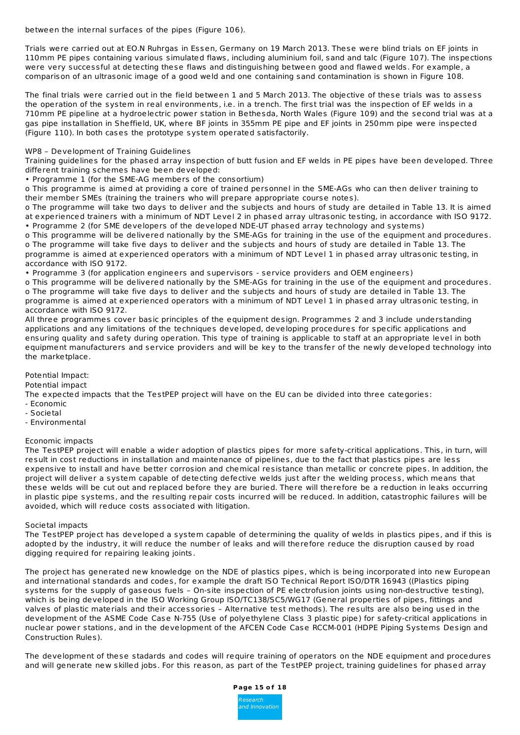between the internal surfaces of the pipes (Figure 106).

Trials were carried out at EO.N Ruhrgas in Essen, Germany on 19 March 2013. These were blind trials on EF joints in 110mm PE pipes containing various simulated flaws, including aluminium foil, sand and talc (Figure 107). The inspections were very successful at detecting these flaws and distinguishing between good and flawed welds. For example, a comparison of an ultrasonic image of a good weld and one containing sand contamination is shown in Figure 108.

The final trials were carried out in the field between 1 and 5 March 2013. The objective of these trials was to assess the operation of the system in real environments, i.e. in a trench. The first trial was the inspection of EF welds in a 710mm PE pipeline at a hydroelectric power station in Bethesda, North Wales (Figure 109) and the second trial was at a gas pipe installation in Sheffield, UK, where BF joints in 355mm PE pipe and EF joints in 250mm pipe were inspected (Figure 110). In both cases the prototype system operated satisfactorily.

WP8 – Development of Training Guidelines

Training guidelines for the phased array inspection of butt fusion and EF welds in PE pipes have been developed. Three different training schemes have been developed:

- Programme 1 (for the SME-AG members of the consortium)
  - o This programme is aimed at providing a core of trained personnel in the SME-AGs who can then deliver training to their member SMEs (training the trainers who will prepare appropriate course notes).
  - o The programme will take two days to deliver and the subjects and hours of study are detailed in Table 13. It is aimed at experienced trainers with a minimum of NDT Level 2 in phased array ultrasonic testing, in accordance with ISO 9172.
- Programme 2 (for SME developers of the developed NDE-UT phased array technology and systems)
  - o This programme will be delivered nationally by the SME-AGs for training in the use of the equipment and procedures.
  - o The programme will take five days to deliver and the subjects and hours of study are detailed in Table 13. The programme is aimed at experienced operators with a minimum of NDT Level 1 in phased array ultrasonic testing, in accordance with ISO 9172.
- Programme 3 (for application engineers and supervisors - service providers and OEM engineers)
  - o This programme will be delivered nationally by the SME-AGs for training in the use of the equipment and procedures.
  - o The programme will take five days to deliver and the subjects and hours of study are detailed in Table 13. The programme is aimed at experienced operators with a minimum of NDT Level 1 in phased array ultrasonic testing, in accordance with ISO 9172.

All three programmes cover basic principles of the equipment design. Programmes 2 and 3 include understanding applications and any limitations of the techniques developed, developing procedures for specific applications and ensuring quality and safety during operation. This type of training is applicable to staff at an appropriate level in both equipment manufacturers and service providers and will be key to the transfer of the newly developed technology into the marketplace.

Potential Impact:

Potential impact

The expected impacts that the TestPEP project will have on the EU can be divided into three categories:

- Economic
- Societal
- Environmental

Economic impacts

The TestPEP project will enable a wider adoption of plastics pipes for more safety-critical applications. This, in turn, will result in cost reductions in installation and maintenance of pipelines, due to the fact that plastics pipes are less expensive to install and have better corrosion and chemical resistance than metallic or concrete pipes. In addition, the project will deliver a system capable of detecting defective welds just after the welding process, which means that these welds will be cut out and replaced before they are buried. There will therefore be a reduction in leaks occurring in plastic pipe systems, and the resulting repair costs incurred will be reduced. In addition, catastrophic failures will be avoided, which will reduce costs associated with litigation.

Societal impacts

The TestPEP project has developed a system capable of determining the quality of welds in plastics pipes, and if this is adopted by the industry, it will reduce the number of leaks and will therefore reduce the disruption caused by road digging required for repairing leaking joints.

The project has generated new knowledge on the NDE of plastics pipes, which is being incorporated into new European and international standards and codes, for example the draft ISO Technical Report ISO/DTR 16943 ((Plastics piping systems for the supply of gaseous fuels – On-site inspection of PE electrofusion joints using non-destructive testing), which is being developed in the ISO Working Group ISO/TC138/SC5/WG17 (General properties of pipes, fittings and valves of plastic materials and their accessories – Alternative test methods). The results are also being used in the development of the ASME Code Case N-755 (Use of polyethylene Class 3 plastic pipe) for safety-critical applications in nuclear power stations, and in the development of the AFCEN Code Case RCCM-001 (HDPE Piping Systems Design and Construction Rules).

The development of these stadards and codes will require training of operators on the NDE equipment and procedures and will generate new skilled jobs. For this reason, as part of the TestPEP project, training guidelines for phased array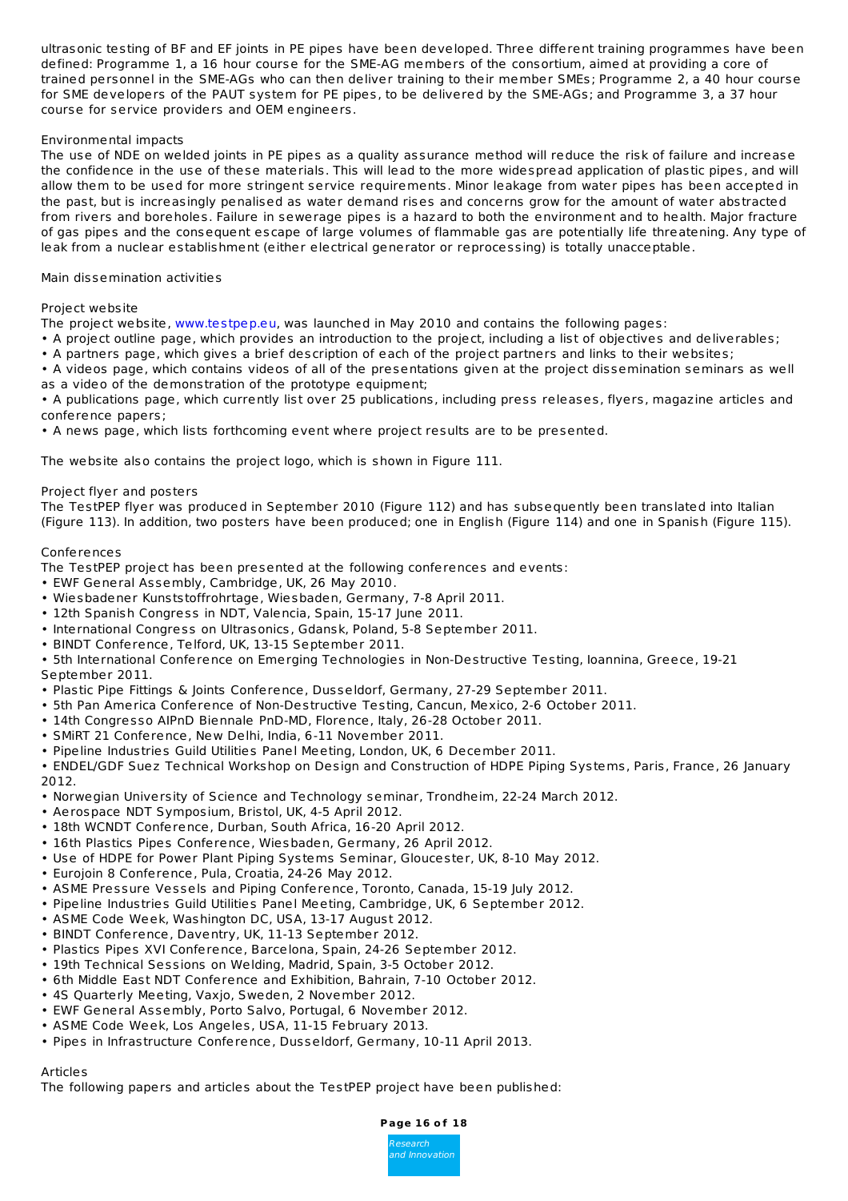ultrasonic testing of BF and EF joints in PE pipes have been developed. Three different training programmes have been defined: Programme 1, a 16 hour course for the SME-AG members of the consortium, aimed at providing a core of trained personnel in the SME-AGs who can then deliver training to their member SMEs; Programme 2, a 40 hour course for SME developers of the PAUT system for PE pipes, to be delivered by the SME-AGs; and Programme 3, a 37 hour course for service providers and OEM engineers.

Environmental impacts

The use of NDE on welded joints in PE pipes as a quality assurance method will reduce the risk of failure and increase the confidence in the use of these materials. This will lead to the more widespread application of plastic pipes, and will allow them to be used for more stringent service requirements. Minor leakage from water pipes has been accepted in the past, but is increasingly penalised as water demand rises and concerns grow for the amount of water abstracted from rivers and boreholes. Failure in sewerage pipes is a hazard to both the environment and to health. Major fracture of gas pipes and the consequent escape of large volumes of flammable gas are potentially life threatening. Any type of leak from a nuclear establishment (either electrical generator or reprocessing) is totally unacceptable.

Main dissemination activities

Project website

The project website, www.testpep.eu, was launched in May 2010 and contains the following pages:

- A project outline page, which provides an introduction to the project, including a list of objectives and deliverables;
- A partners page, which gives a brief description of each of the project partners and links to their websites;
- A videos page, which contains videos of all of the presentations given at the project dissemination seminars as well as a video of the demonstration of the prototype equipment;
- A publications page, which currently list over 25 publications, including press releases, flyers, magazine articles and conference papers;
- A news page, which lists forthcoming event where project results are to be presented.

The website also contains the project logo, which is shown in Figure 111.

Project flyer and posters

The TestPEP flyer was produced in September 2010 (Figure 112) and has subsequently been translated into Italian (Figure 113). In addition, two posters have been produced; one in English (Figure 114) and one in Spanish (Figure 115).

Conferences

The TestPEP project has been presented at the following conferences and events:

- EWF General Assembly, Cambridge, UK, 26 May 2010.
- Wiesbadener Kunststoffrohrtage, Wiesbaden, Germany, 7-8 April 2011.
- 12th Spanish Congress in NDT, Valencia, Spain, 15-17 June 2011.
- International Congress on Ultrasonics, Gdansk, Poland, 5-8 September 2011.
- BINDT Conference, Telford, UK, 13-15 September 2011.
- 5th International Conference on Emerging Technologies in Non-Destructive Testing, Ioannina, Greece, 19-21 September 2011.
- Plastic Pipe Fittings & Joints Conference, Dusseldorf, Germany, 27-29 September 2011.
- 5th Pan America Conference of Non-Destructive Testing, Cancun, Mexico, 2-6 October 2011.
- 14th Congresso AIPnD Biennale PnD-MD, Florence, Italy, 26-28 October 2011.
- SMiRT 21 Conference, New Delhi, India, 6-11 November 2011.
- Pipeline Industries Guild Utilities Panel Meeting, London, UK, 6 December 2011.
- ENDEL/GDF Suez Technical Workshop on Design and Construction of HDPE Piping Systems, Paris, France, 26 January 2012.
- Norwegian University of Science and Technology seminar, Trondheim, 22-24 March 2012.
- Aerospace NDT Symposium, Bristol, UK, 4-5 April 2012.
- 18th WCNDT Conference, Durban, South Africa, 16-20 April 2012.
- 16th Plastics Pipes Conference, Wiesbaden, Germany, 26 April 2012.
- Use of HDPE for Power Plant Piping Systems Seminar, Gloucester, UK, 8-10 May 2012.
- Eurojoin 8 Conference, Pula, Croatia, 24-26 May 2012.
- ASME Pressure Vessels and Piping Conference, Toronto, Canada, 15-19 July 2012.
- Pipeline Industries Guild Utilities Panel Meeting, Cambridge, UK, 6 September 2012.
- ASME Code Week, Washington DC, USA, 13-17 August 2012.
- BINDT Conference, Daventry, UK, 11-13 September 2012.
- Plastics Pipes XVI Conference, Barcelona, Spain, 24-26 September 2012.
- 19th Technical Sessions on Welding, Madrid, Spain, 3-5 October 2012.
- 6th Middle East NDT Conference and Exhibition, Bahrain, 7-10 October 2012.
- 4S Quarterly Meeting, Vaxjo, Sweden, 2 November 2012.
- EWF General Assembly, Porto Salvo, Portugal, 6 November 2012.
- ASME Code Week, Los Angeles, USA, 11-15 February 2013.
- Pipes in Infrastructure Conference, Dusseldorf, Germany, 10-11 April 2013.

Articles

The following papers and articles about the TestPEP project have been published: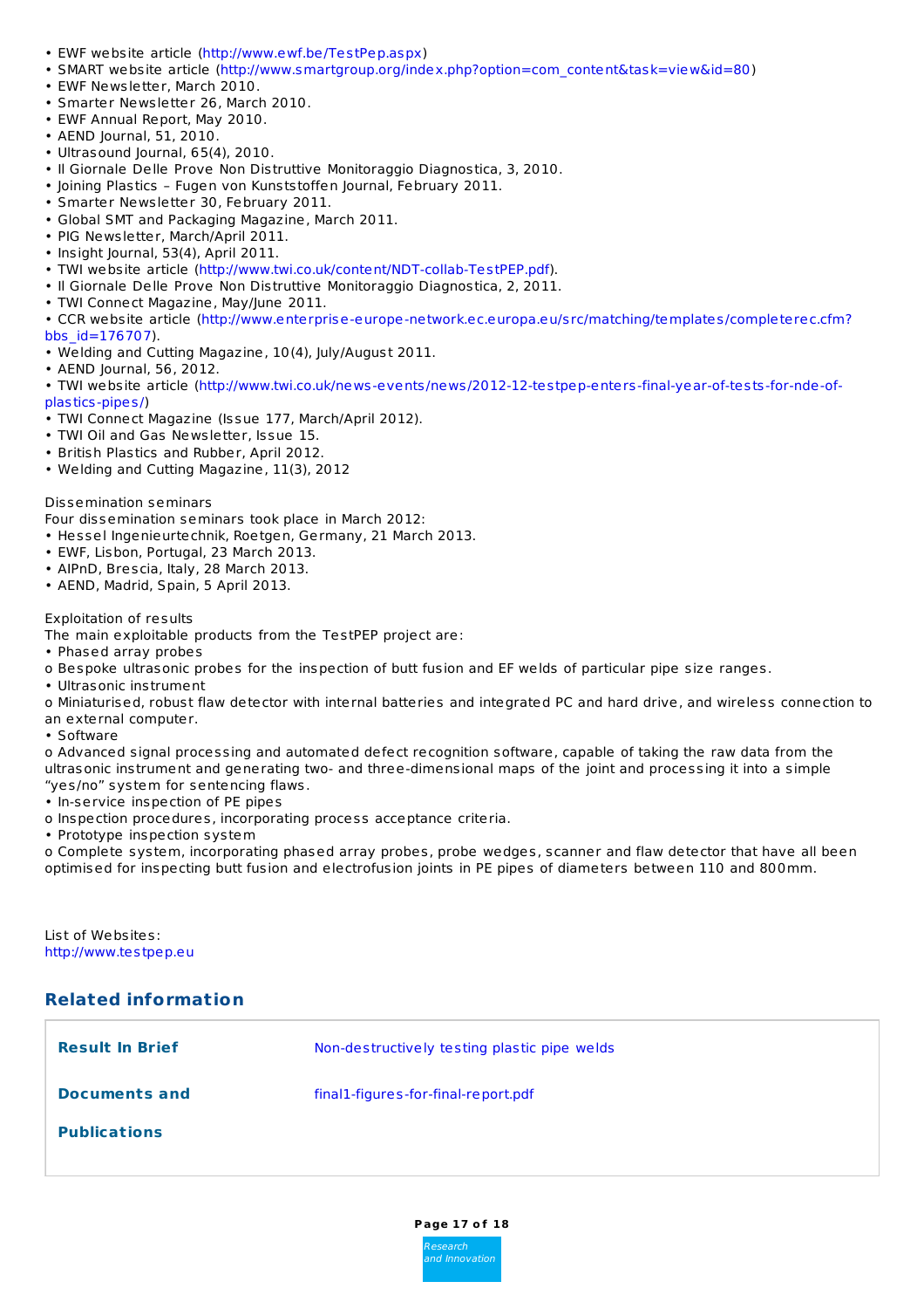- EWF website article (http://www.ewf.be/TestPep.aspx)
- SMART website article (http://www.smartgroup.org/index.php?option=com_content&task=view&id=80)
- EWF Newsletter, March 2010.
- Smarter Newsletter 26, March 2010.
- EWF Annual Report, May 2010.
- AEND Journal, 51, 2010.
- Ultrasound Journal, 65(4), 2010.
- Il Giornale Delle Prove Non Distruttive Monitoraggio Diagnostica, 3, 2010.
- Joining Plastics – Fugen von Kunststoffen Journal, February 2011.
- Smarter Newsletter 30, February 2011.
- Global SMT and Packaging Magazine, March 2011.
- PIG Newsletter, March/April 2011.
- Insight Journal, 53(4), April 2011.
- TWI website article (http://www.twi.co.uk/content/NDT-collab-TestPEP.pdf).
- Il Giornale Delle Prove Non Distruttive Monitoraggio Diagnostica, 2, 2011.
- TWI Connect Magazine, May/June 2011.
- CCR website article (http://www.enterprise-europe-network.ec.europa.eu/src/matching/templates/completerec.cfm?bbs_id=176707).
- Welding and Cutting Magazine, 10(4), July/August 2011.
- AEND Journal, 56, 2012.
- TWI website article (http://www.twi.co.uk/news-events/news/2012-12-testpep-enters-final-year-of-tests-for-nde-of-plastics-pipes/)
- TWI Connect Magazine (Issue 177, March/April 2012).
- TWI Oil and Gas Newsletter, Issue 15.
- British Plastics and Rubber, April 2012.
- Welding and Cutting Magazine, 11(3), 2012

Dissemination seminars
Four dissemination seminars took place in March 2012:
- Hessel Ingenieurtechnik, Roetgen, Germany, 21 March 2013.
- EWF, Lisbon, Portugal, 23 March 2013.
- AIPnD, Brescia, Italy, 28 March 2013.
- AEND, Madrid, Spain, 5 April 2013.

Exploitation of results
The main exploitable products from the TestPEP project are:
- Phased array probes
  - o Bespoke ultrasonic probes for the inspection of butt fusion and EF welds of particular pipe size ranges.
- Ultrasonic instrument
  - o Miniaturised, robust flaw detector with internal batteries and integrated PC and hard drive, and wireless connection to an external computer.
- Software
  - o Advanced signal processing and automated defect recognition software, capable of taking the raw data from the ultrasonic instrument and generating two- and three-dimensional maps of the joint and processing it into a simple "yes/no" system for sentencing flaws.
- In-service inspection of PE pipes
  - o Inspection procedures, incorporating process acceptance criteria.
- Prototype inspection system
  - o Complete system, incorporating phased array probes, probe wedges, scanner and flaw detector that have all been optimised for inspecting butt fusion and electrofusion joints in PE pipes of diameters between 110 and 800mm.

List of Websites:
http://www.testpep.eu

## Related information

| | |
|---|---|
| **Result In Brief** | Non-destructively testing plastic pipe welds |
| **Documents and Publications** | final1-figures-for-final-report.pdf |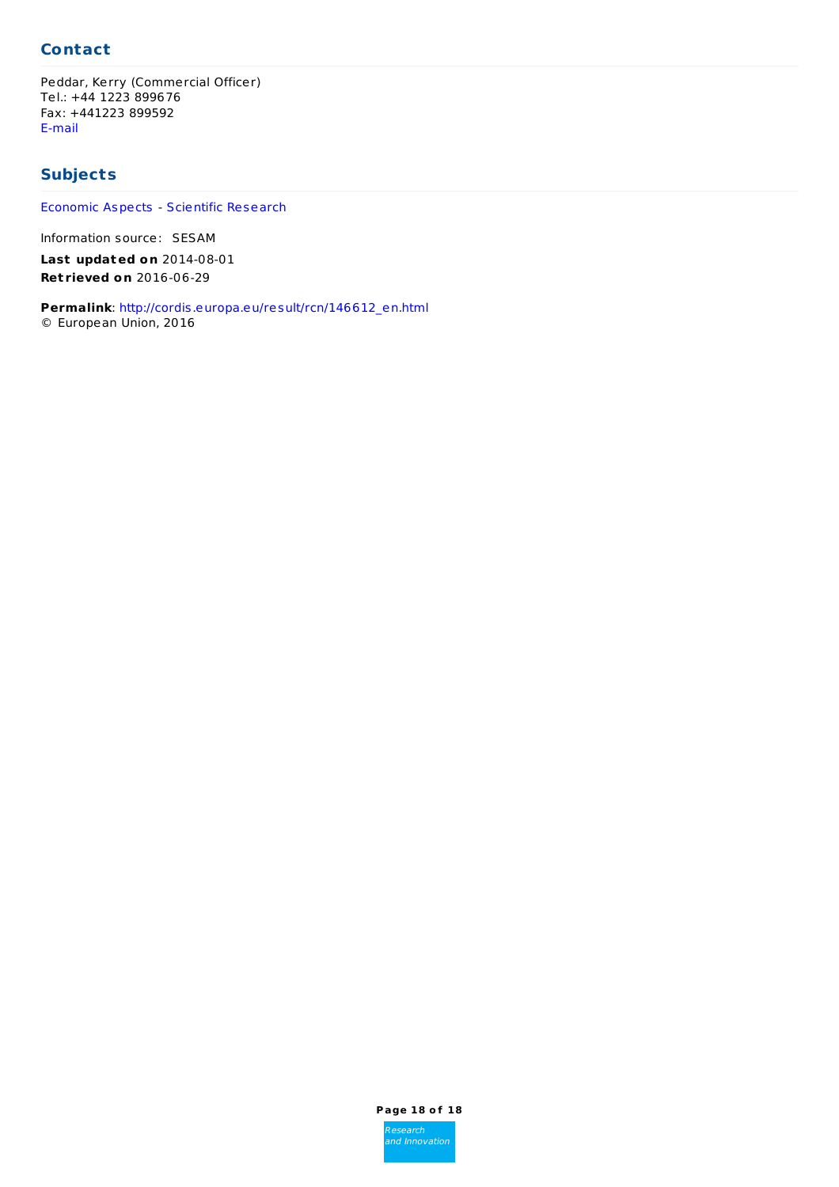## Contact

Peddar, Kerry (Commercial Officer)
Tel.: +44 1223 899676
Fax: +441223 899592
E-mail

## Subjects

Economic Aspects - Scientific Research

Information source: SESAM

**Last updated on** 2014-08-01
**Retrieved on** 2016-06-29

**Permalink**: http://cordis.europa.eu/result/rcn/146612_en.html
© European Union, 2016